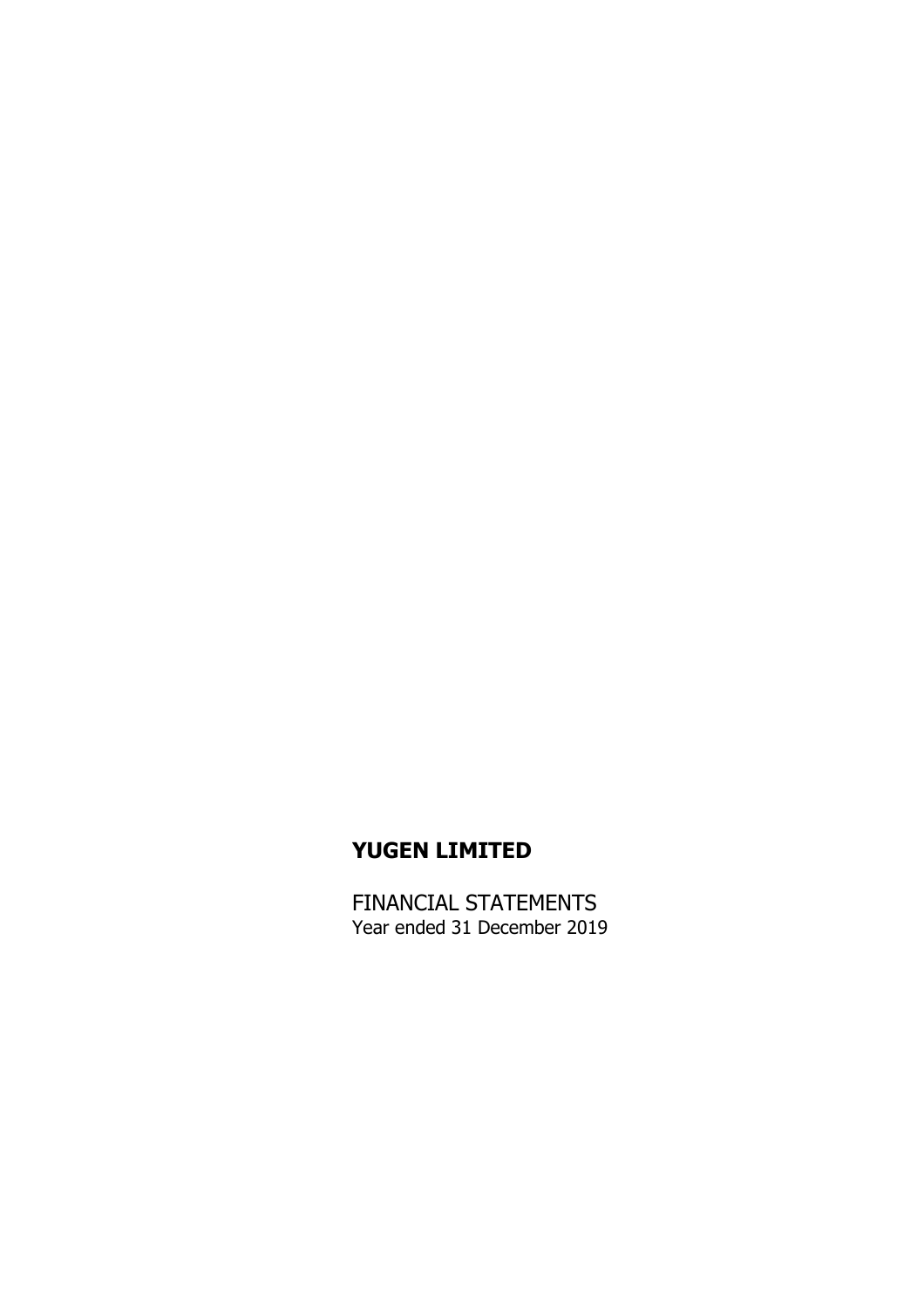# YUGEN LIMITED

FINANCIAL STATEMENTS
Year ended 31 December 2019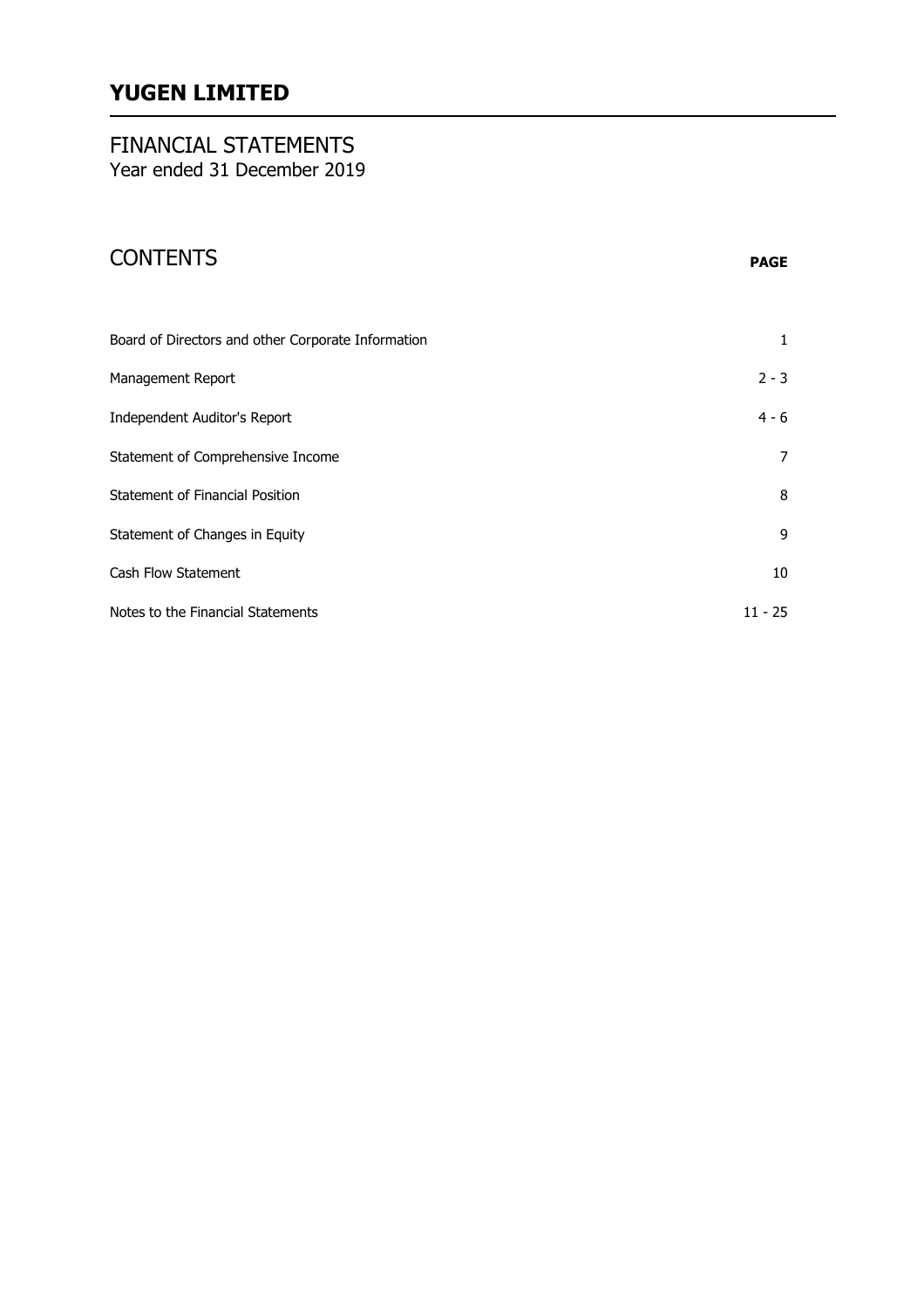# YUGEN LIMITED

## FINANCIAL STATEMENTS
Year ended 31 December 2019

## CONTENTS

| | PAGE |
|---|---|
| Board of Directors and other Corporate Information | 1 |
| Management Report | 2 - 3 |
| Independent Auditor's Report | 4 - 6 |
| Statement of Comprehensive Income | 7 |
| Statement of Financial Position | 8 |
| Statement of Changes in Equity | 9 |
| Cash Flow Statement | 10 |
| Notes to the Financial Statements | 11 - 25 |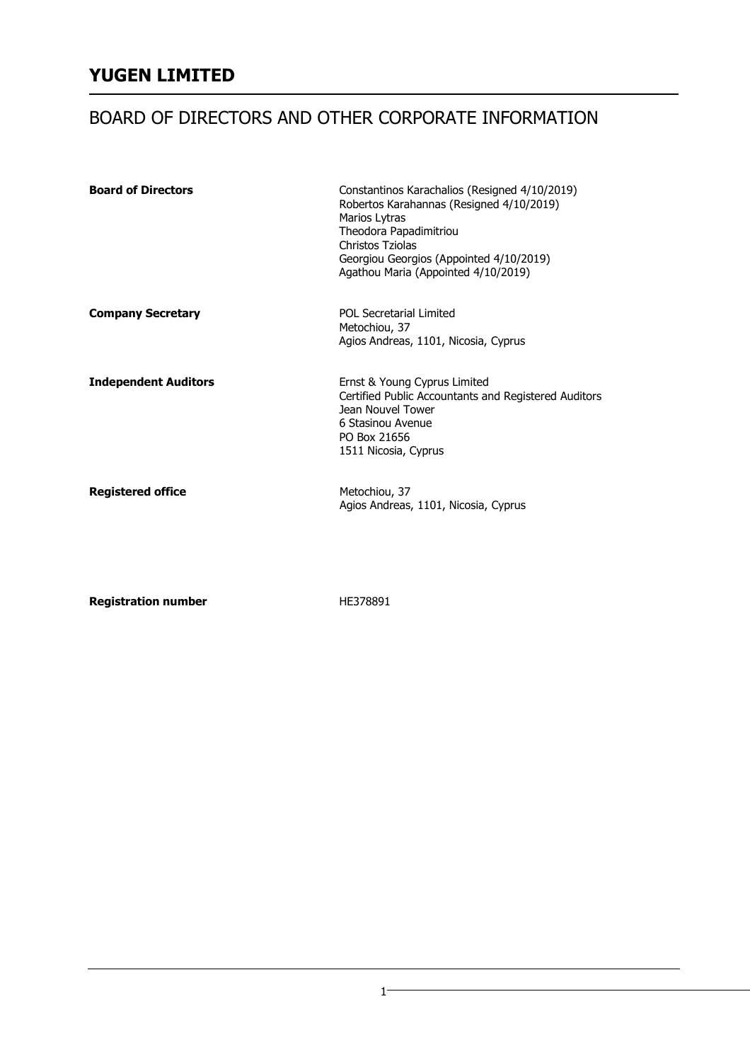# YUGEN LIMITED

## BOARD OF DIRECTORS AND OTHER CORPORATE INFORMATION

| | |
|---|---|
| **Board of Directors** | Constantinos Karachalios (Resigned 4/10/2019)<br>Robertos Karahannas (Resigned 4/10/2019)<br>Marios Lytras<br>Theodora Papadimitriou<br>Christos Tziolas<br>Georgiou Georgios (Appointed 4/10/2019)<br>Agathou Maria (Appointed 4/10/2019) |
| **Company Secretary** | POL Secretarial Limited<br>Metochiou, 37<br>Agios Andreas, 1101, Nicosia, Cyprus |
| **Independent Auditors** | Ernst & Young Cyprus Limited<br>Certified Public Accountants and Registered Auditors<br>Jean Nouvel Tower<br>6 Stasinou Avenue<br>PO Box 21656<br>1511 Nicosia, Cyprus |
| **Registered office** | Metochiou, 37<br>Agios Andreas, 1101, Nicosia, Cyprus |
| **Registration number** | HE378891 |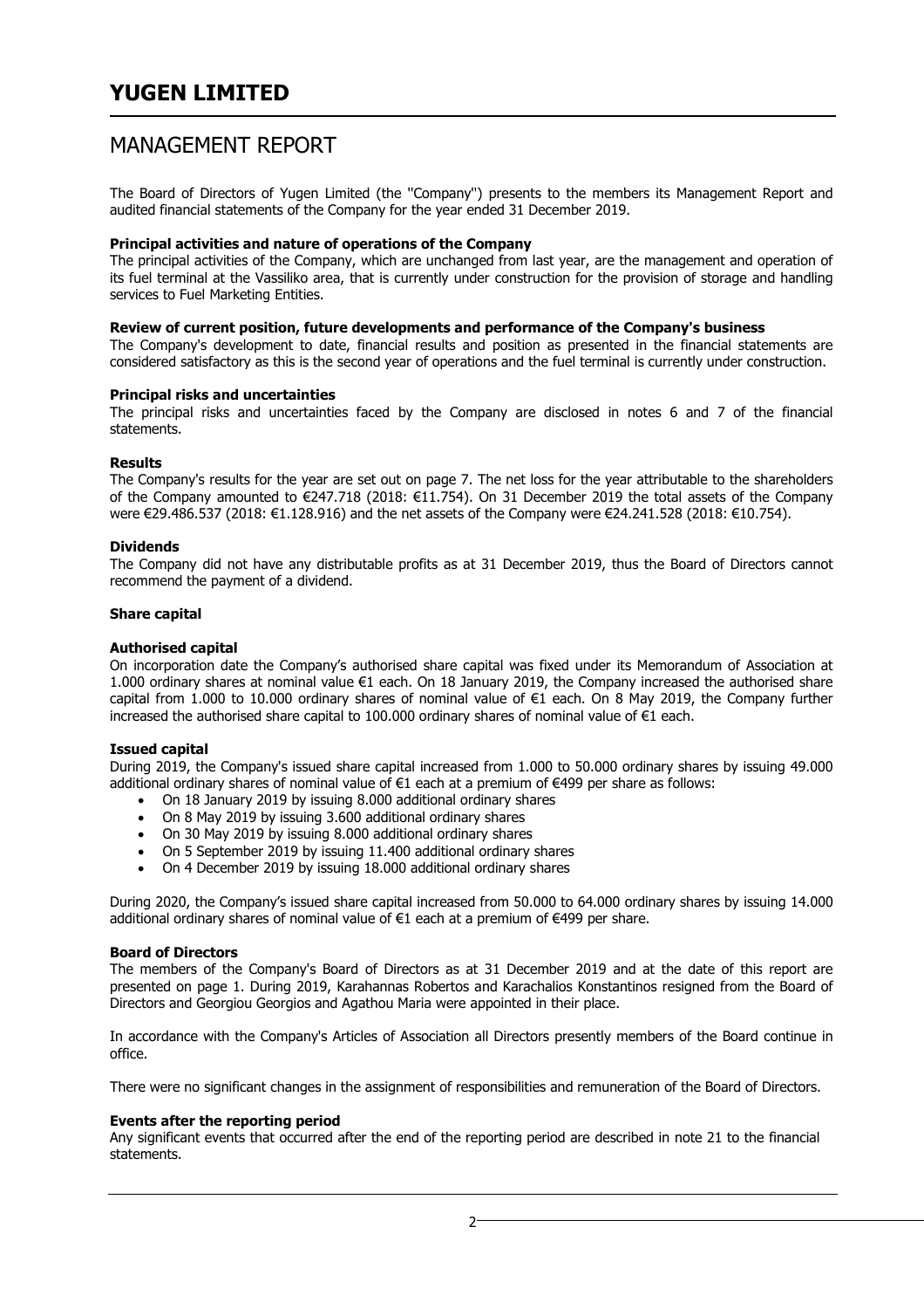# YUGEN LIMITED

## MANAGEMENT REPORT

The Board of Directors of Yugen Limited (the ''Company'') presents to the members its Management Report and audited financial statements of the Company for the year ended 31 December 2019.

**Principal activities and nature of operations of the Company**

The principal activities of the Company, which are unchanged from last year, are the management and operation of its fuel terminal at the Vassiliko area, that is currently under construction for the provision of storage and handling services to Fuel Marketing Entities.

**Review of current position, future developments and performance of the Company's business**

The Company's development to date, financial results and position as presented in the financial statements are considered satisfactory as this is the second year of operations and the fuel terminal is currently under construction.

**Principal risks and uncertainties**

The principal risks and uncertainties faced by the Company are disclosed in notes 6 and 7 of the financial statements.

**Results**

The Company's results for the year are set out on page 7. The net loss for the year attributable to the shareholders of the Company amounted to €247.718 (2018: €11.754). On 31 December 2019 the total assets of the Company were €29.486.537 (2018: €1.128.916) and the net assets of the Company were €24.241.528 (2018: €10.754).

**Dividends**

The Company did not have any distributable profits as at 31 December 2019, thus the Board of Directors cannot recommend the payment of a dividend.

**Share capital**

**Authorised capital**

On incorporation date the Company's authorised share capital was fixed under its Memorandum of Association at 1.000 ordinary shares at nominal value €1 each. On 18 January 2019, the Company increased the authorised share capital from 1.000 to 10.000 ordinary shares of nominal value of €1 each. On 8 May 2019, the Company further increased the authorised share capital to 100.000 ordinary shares of nominal value of €1 each.

**Issued capital**

During 2019, the Company's issued share capital increased from 1.000 to 50.000 ordinary shares by issuing 49.000 additional ordinary shares of nominal value of €1 each at a premium of €499 per share as follows:

- On 18 January 2019 by issuing 8.000 additional ordinary shares
- On 8 May 2019 by issuing 3.600 additional ordinary shares
- On 30 May 2019 by issuing 8.000 additional ordinary shares
- On 5 September 2019 by issuing 11.400 additional ordinary shares
- On 4 December 2019 by issuing 18.000 additional ordinary shares

During 2020, the Company's issued share capital increased from 50.000 to 64.000 ordinary shares by issuing 14.000 additional ordinary shares of nominal value of €1 each at a premium of €499 per share.

**Board of Directors**

The members of the Company's Board of Directors as at 31 December 2019 and at the date of this report are presented on page 1. During 2019, Karahannas Robertos and Karachalios Konstantinos resigned from the Board of Directors and Georgiou Georgios and Agathou Maria were appointed in their place.

In accordance with the Company's Articles of Association all Directors presently members of the Board continue in office.

There were no significant changes in the assignment of responsibilities and remuneration of the Board of Directors.

**Events after the reporting period**

Any significant events that occurred after the end of the reporting period are described in note 21 to the financial statements.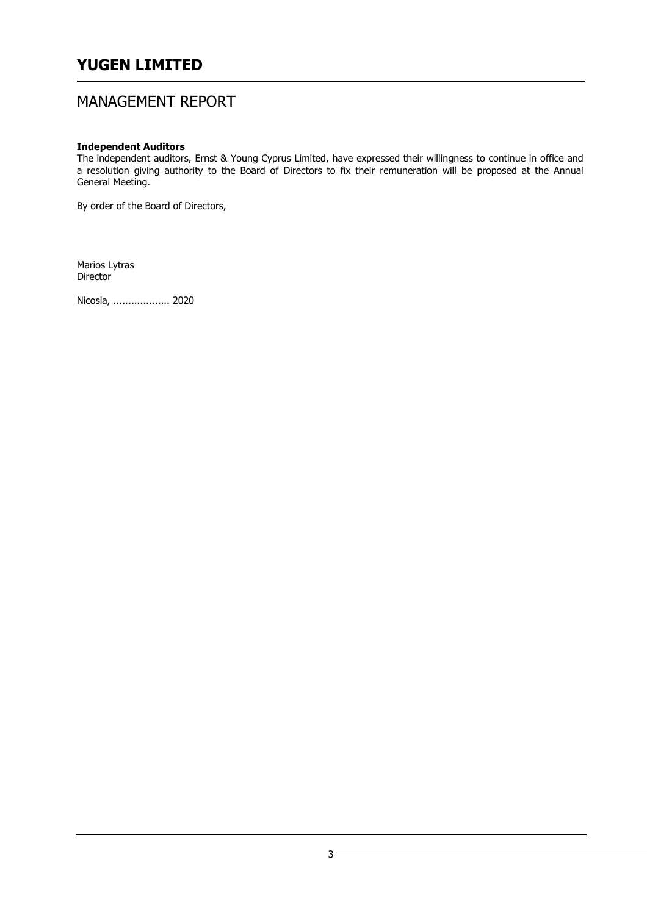# YUGEN LIMITED

## MANAGEMENT REPORT

**Independent Auditors**
The independent auditors, Ernst & Young Cyprus Limited, have expressed their willingness to continue in office and a resolution giving authority to the Board of Directors to fix their remuneration will be proposed at the Annual General Meeting.

By order of the Board of Directors,

Marios Lytras
Director

Nicosia, .................. 2020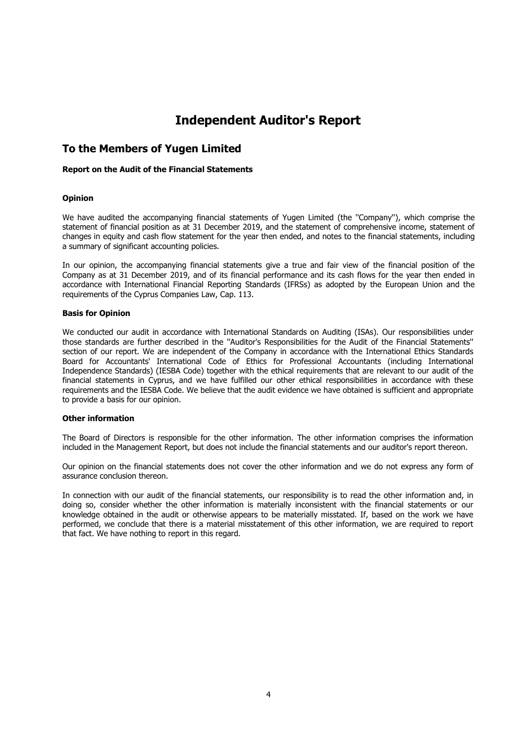# Independent Auditor's Report

## To the Members of Yugen Limited

**Report on the Audit of the Financial Statements**

**Opinion**

We have audited the accompanying financial statements of Yugen Limited (the ''Company''), which comprise the statement of financial position as at 31 December 2019, and the statement of comprehensive income, statement of changes in equity and cash flow statement for the year then ended, and notes to the financial statements, including a summary of significant accounting policies.

In our opinion, the accompanying financial statements give a true and fair view of the financial position of the Company as at 31 December 2019, and of its financial performance and its cash flows for the year then ended in accordance with International Financial Reporting Standards (IFRSs) as adopted by the European Union and the requirements of the Cyprus Companies Law, Cap. 113.

**Basis for Opinion**

We conducted our audit in accordance with International Standards on Auditing (ISAs). Our responsibilities under those standards are further described in the ''Auditor's Responsibilities for the Audit of the Financial Statements'' section of our report. We are independent of the Company in accordance with the International Ethics Standards Board for Accountants' International Code of Ethics for Professional Accountants (including International Independence Standards) (IESBA Code) together with the ethical requirements that are relevant to our audit of the financial statements in Cyprus, and we have fulfilled our other ethical responsibilities in accordance with these requirements and the IESBA Code. We believe that the audit evidence we have obtained is sufficient and appropriate to provide a basis for our opinion.

**Other information**

The Board of Directors is responsible for the other information. The other information comprises the information included in the Management Report, but does not include the financial statements and our auditor's report thereon.

Our opinion on the financial statements does not cover the other information and we do not express any form of assurance conclusion thereon.

In connection with our audit of the financial statements, our responsibility is to read the other information and, in doing so, consider whether the other information is materially inconsistent with the financial statements or our knowledge obtained in the audit or otherwise appears to be materially misstated. If, based on the work we have performed, we conclude that there is a material misstatement of this other information, we are required to report that fact. We have nothing to report in this regard.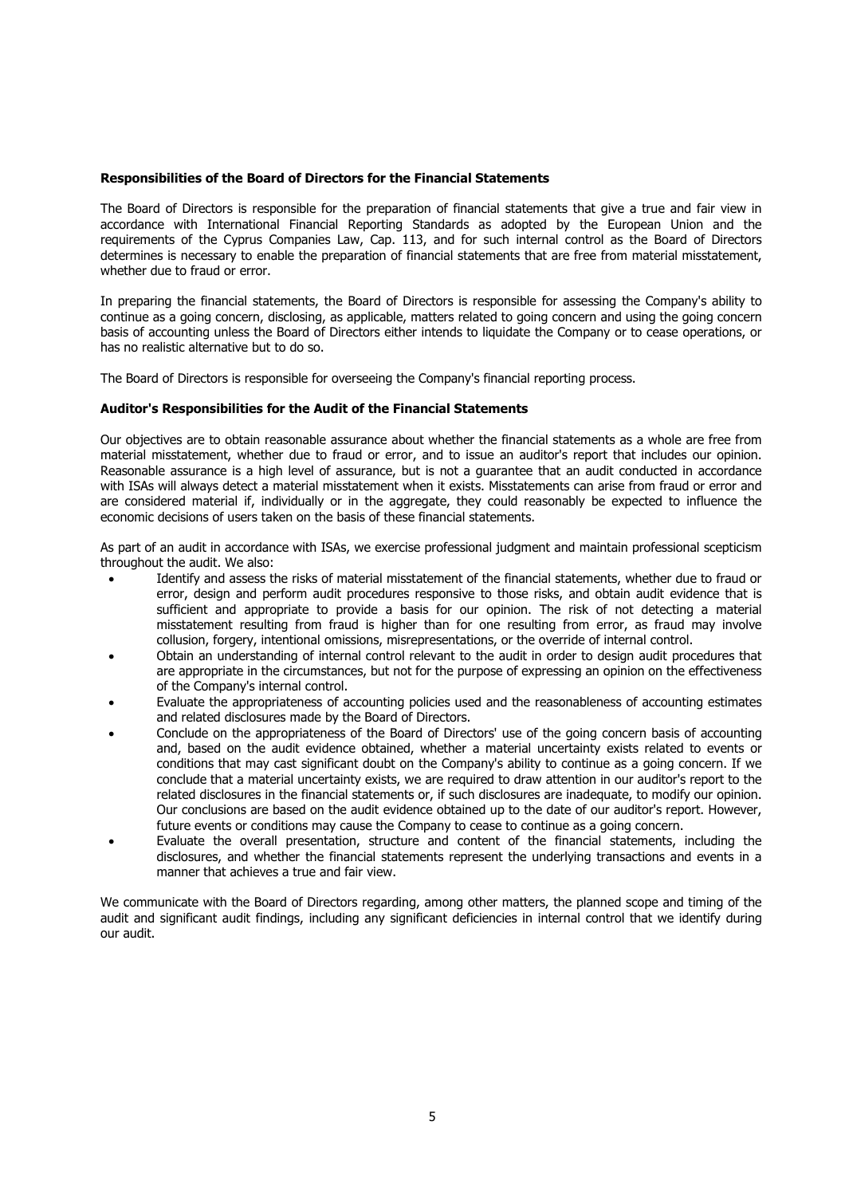**Responsibilities of the Board of Directors for the Financial Statements**

The Board of Directors is responsible for the preparation of financial statements that give a true and fair view in accordance with International Financial Reporting Standards as adopted by the European Union and the requirements of the Cyprus Companies Law, Cap. 113, and for such internal control as the Board of Directors determines is necessary to enable the preparation of financial statements that are free from material misstatement, whether due to fraud or error.

In preparing the financial statements, the Board of Directors is responsible for assessing the Company's ability to continue as a going concern, disclosing, as applicable, matters related to going concern and using the going concern basis of accounting unless the Board of Directors either intends to liquidate the Company or to cease operations, or has no realistic alternative but to do so.

The Board of Directors is responsible for overseeing the Company's financial reporting process.

**Auditor's Responsibilities for the Audit of the Financial Statements**

Our objectives are to obtain reasonable assurance about whether the financial statements as a whole are free from material misstatement, whether due to fraud or error, and to issue an auditor's report that includes our opinion. Reasonable assurance is a high level of assurance, but is not a guarantee that an audit conducted in accordance with ISAs will always detect a material misstatement when it exists. Misstatements can arise from fraud or error and are considered material if, individually or in the aggregate, they could reasonably be expected to influence the economic decisions of users taken on the basis of these financial statements.

As part of an audit in accordance with ISAs, we exercise professional judgment and maintain professional scepticism throughout the audit. We also:

- Identify and assess the risks of material misstatement of the financial statements, whether due to fraud or error, design and perform audit procedures responsive to those risks, and obtain audit evidence that is sufficient and appropriate to provide a basis for our opinion. The risk of not detecting a material misstatement resulting from fraud is higher than for one resulting from error, as fraud may involve collusion, forgery, intentional omissions, misrepresentations, or the override of internal control.
- Obtain an understanding of internal control relevant to the audit in order to design audit procedures that are appropriate in the circumstances, but not for the purpose of expressing an opinion on the effectiveness of the Company's internal control.
- Evaluate the appropriateness of accounting policies used and the reasonableness of accounting estimates and related disclosures made by the Board of Directors.
- Conclude on the appropriateness of the Board of Directors' use of the going concern basis of accounting and, based on the audit evidence obtained, whether a material uncertainty exists related to events or conditions that may cast significant doubt on the Company's ability to continue as a going concern. If we conclude that a material uncertainty exists, we are required to draw attention in our auditor's report to the related disclosures in the financial statements or, if such disclosures are inadequate, to modify our opinion. Our conclusions are based on the audit evidence obtained up to the date of our auditor's report. However, future events or conditions may cause the Company to cease to continue as a going concern.
- Evaluate the overall presentation, structure and content of the financial statements, including the disclosures, and whether the financial statements represent the underlying transactions and events in a manner that achieves a true and fair view.

We communicate with the Board of Directors regarding, among other matters, the planned scope and timing of the audit and significant audit findings, including any significant deficiencies in internal control that we identify during our audit.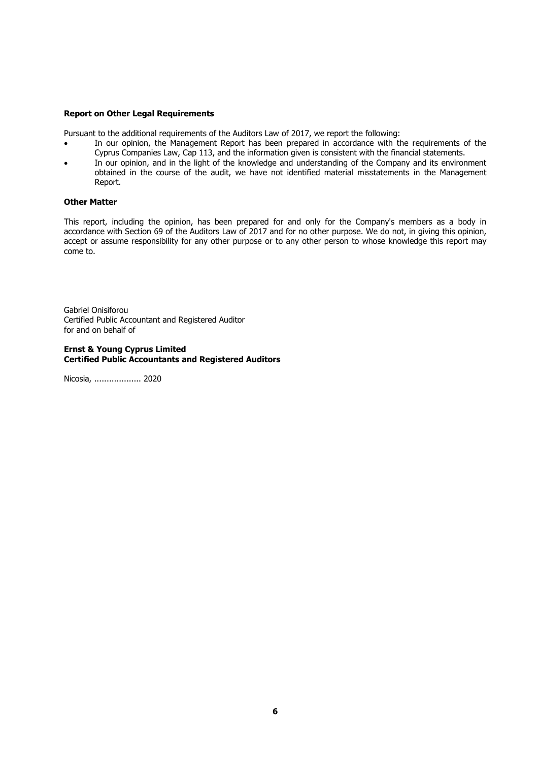**Report on Other Legal Requirements**

Pursuant to the additional requirements of the Auditors Law of 2017, we report the following:

- In our opinion, the Management Report has been prepared in accordance with the requirements of the Cyprus Companies Law, Cap 113, and the information given is consistent with the financial statements.
- In our opinion, and in the light of the knowledge and understanding of the Company and its environment obtained in the course of the audit, we have not identified material misstatements in the Management Report.

**Other Matter**

This report, including the opinion, has been prepared for and only for the Company's members as a body in accordance with Section 69 of the Auditors Law of 2017 and for no other purpose. We do not, in giving this opinion, accept or assume responsibility for any other purpose or to any other person to whose knowledge this report may come to.

Gabriel Onisiforou
Certified Public Accountant and Registered Auditor
for and on behalf of

**Ernst & Young Cyprus Limited**
**Certified Public Accountants and Registered Auditors**

Nicosia, .................. 2020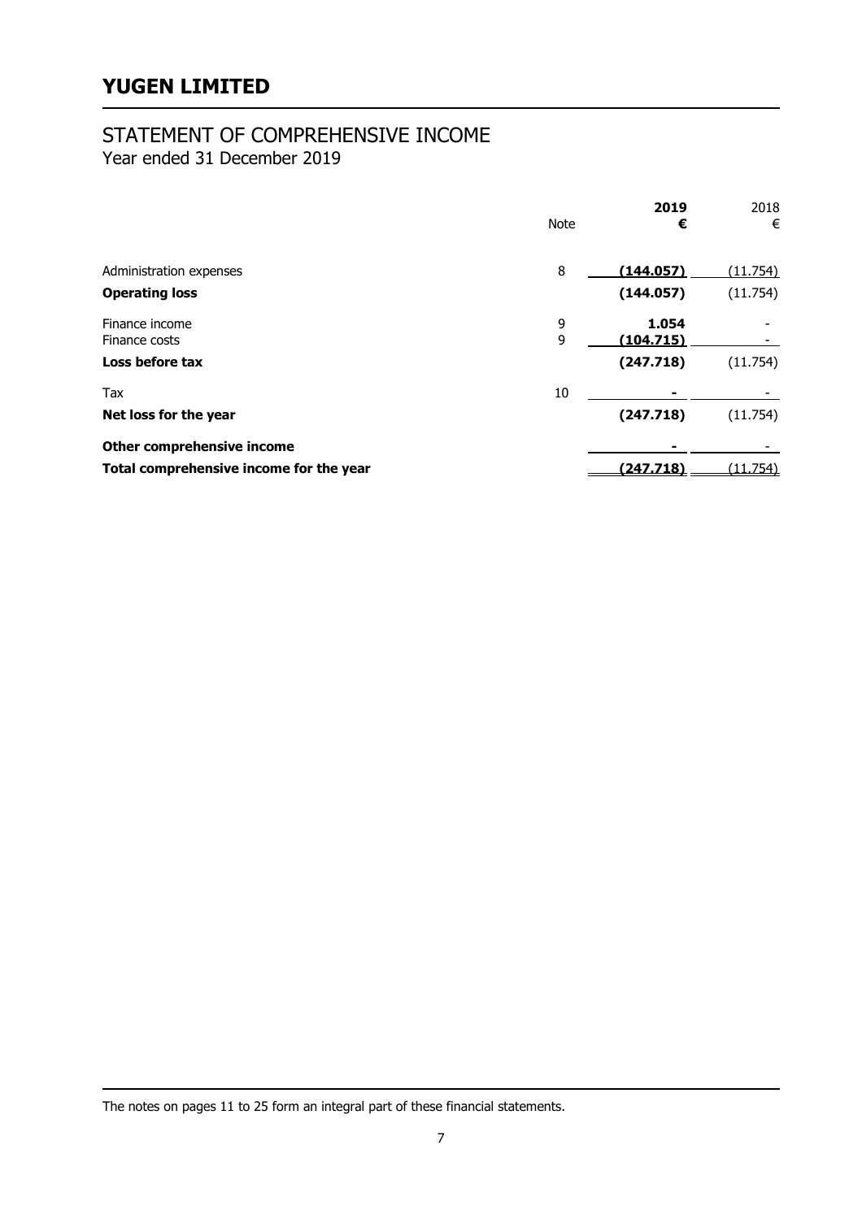# YUGEN LIMITED

## STATEMENT OF COMPREHENSIVE INCOME

Year ended 31 December 2019

| | Note | **2019 €** | 2018 € |
|---|---|---|---|
| Administration expenses | 8 | **(144.057)** | (11.754) |
| **Operating loss** | | **(144.057)** | (11.754) |
| Finance income | 9 | **1.054** | - |
| Finance costs | 9 | **(104.715)** | - |
| **Loss before tax** | | **(247.718)** | (11.754) |
| Tax | 10 | **-** | - |
| **Net loss for the year** | | **(247.718)** | (11.754) |
| **Other comprehensive income** | | **-** | - |
| **Total comprehensive income for the year** | | **(247.718)** | (11.754) |

The notes on pages 11 to 25 form an integral part of these financial statements.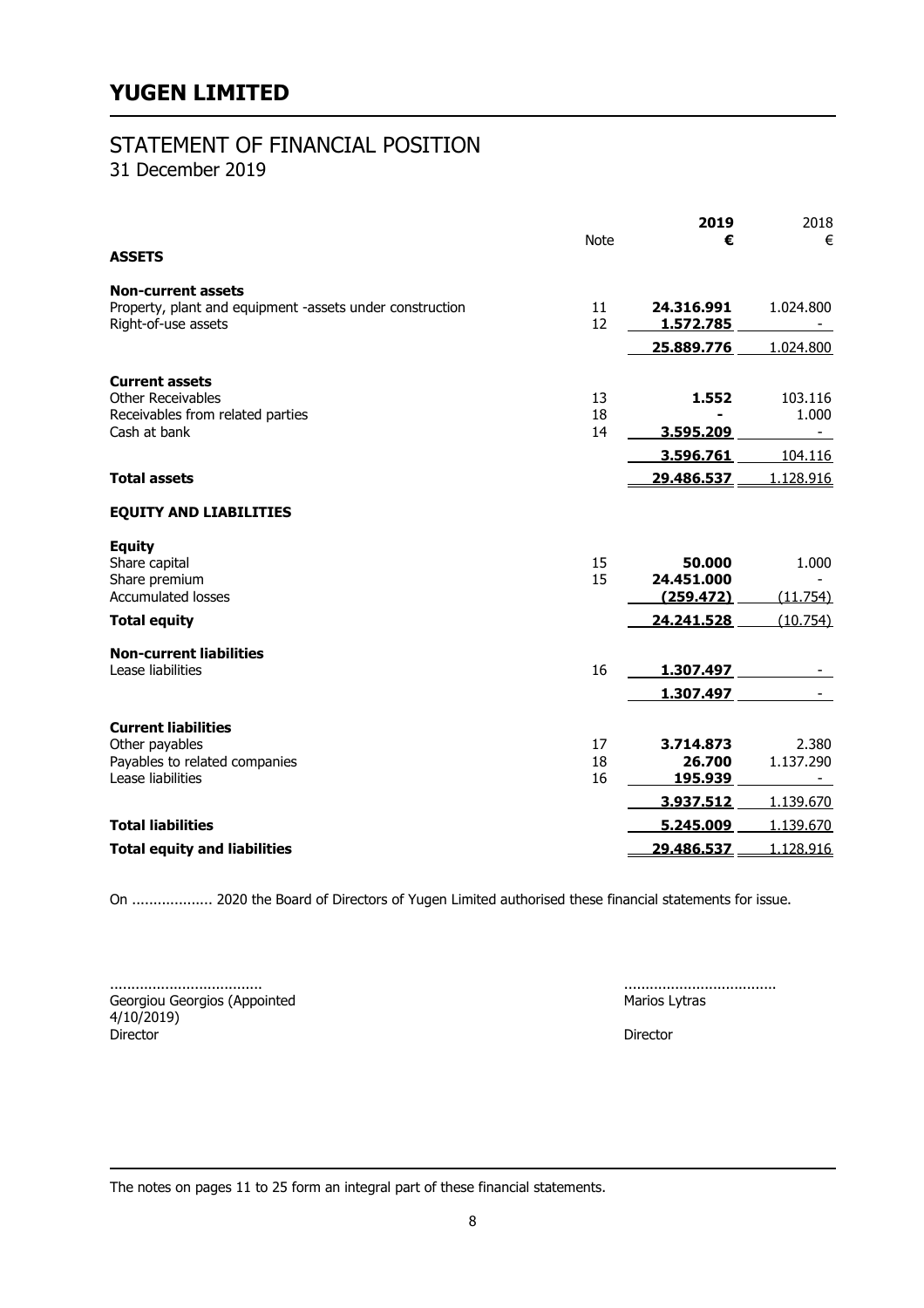# YUGEN LIMITED

## STATEMENT OF FINANCIAL POSITION

31 December 2019

| | Note | 2019<br>€ | 2018<br>€ |
|---|---|---|---|
| **ASSETS** | | | |
| **Non-current assets** | | | |
| Property, plant and equipment -assets under construction | 11 | **24.316.991** | 1.024.800 |
| Right-of-use assets | 12 | **1.572.785** | - |
| | | **25.889.776** | 1.024.800 |
| **Current assets** | | | |
| Other Receivables | 13 | **1.552** | 103.116 |
| Receivables from related parties | 18 | **-** | 1.000 |
| Cash at bank | 14 | **3.595.209** | - |
| | | **3.596.761** | 104.116 |
| **Total assets** | | **29.486.537** | 1.128.916 |
| **EQUITY AND LIABILITIES** | | | |
| **Equity** | | | |
| Share capital | 15 | **50.000** | 1.000 |
| Share premium | 15 | **24.451.000** | - |
| Accumulated losses | | **(259.472)** | (11.754) |
| **Total equity** | | **24.241.528** | (10.754) |
| **Non-current liabilities** | | | |
| Lease liabilities | 16 | **1.307.497** | - |
| | | **1.307.497** | - |
| **Current liabilities** | | | |
| Other payables | 17 | **3.714.873** | 2.380 |
| Payables to related companies | 18 | **26.700** | 1.137.290 |
| Lease liabilities | 16 | **195.939** | - |
| | | **3.937.512** | 1.139.670 |
| **Total liabilities** | | **5.245.009** | 1.139.670 |
| **Total equity and liabilities** | | **29.486.537** | 1.128.916 |

On .................. 2020 the Board of Directors of Yugen Limited authorised these financial statements for issue.

| | |
|---|---|
| .................................... | .................................... |
| Georgiou Georgios (Appointed 4/10/2019) | Marios Lytras |
| Director | Director |

The notes on pages 11 to 25 form an integral part of these financial statements.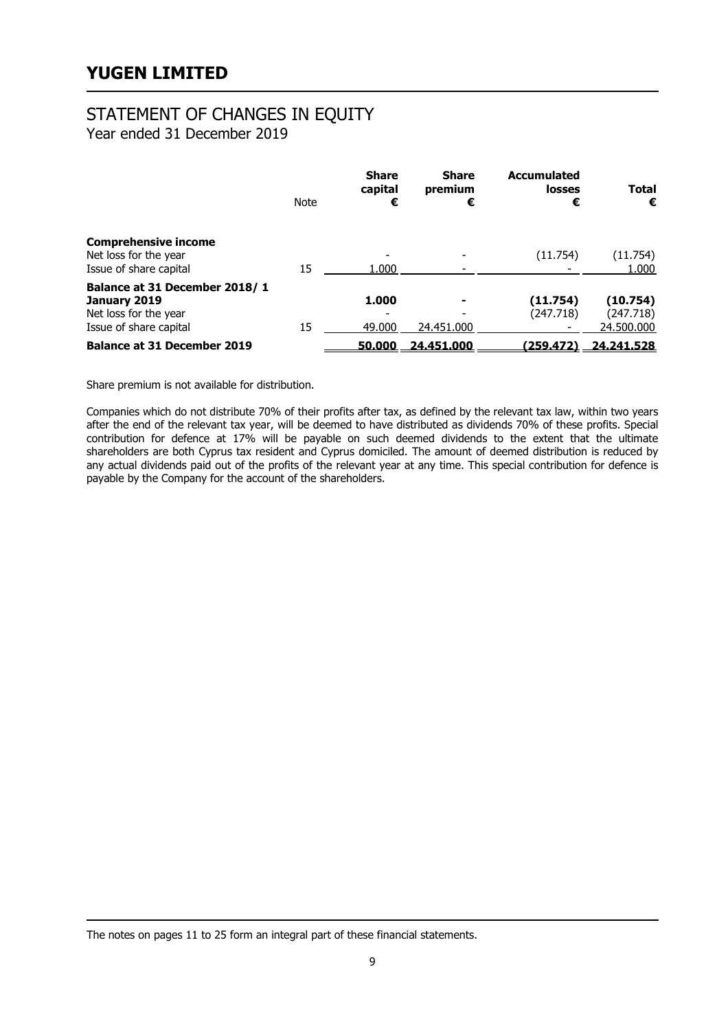# YUGEN LIMITED

## STATEMENT OF CHANGES IN EQUITY
Year ended 31 December 2019

| | Note | Share capital € | Share premium € | Accumulated losses € | Total € |
|---|---|---|---|---|---|
| **Comprehensive income** | | | | | |
| Net loss for the year | | - | - | (11.754) | (11.754) |
| Issue of share capital | 15 | 1.000 | - | - | 1.000 |
| **Balance at 31 December 2018/ 1 January 2019** | | **1.000** | **-** | **(11.754)** | **(10.754)** |
| Net loss for the year | | - | - | (247.718) | (247.718) |
| Issue of share capital | 15 | 49.000 | 24.451.000 | - | 24.500.000 |
| **Balance at 31 December 2019** | | **50.000** | **24.451.000** | **(259.472)** | **24.241.528** |

Share premium is not available for distribution.

Companies which do not distribute 70% of their profits after tax, as defined by the relevant tax law, within two years after the end of the relevant tax year, will be deemed to have distributed as dividends 70% of these profits. Special contribution for defence at 17% will be payable on such deemed dividends to the extent that the ultimate shareholders are both Cyprus tax resident and Cyprus domiciled. The amount of deemed distribution is reduced by any actual dividends paid out of the profits of the relevant year at any time. This special contribution for defence is payable by the Company for the account of the shareholders.

The notes on pages 11 to 25 form an integral part of these financial statements.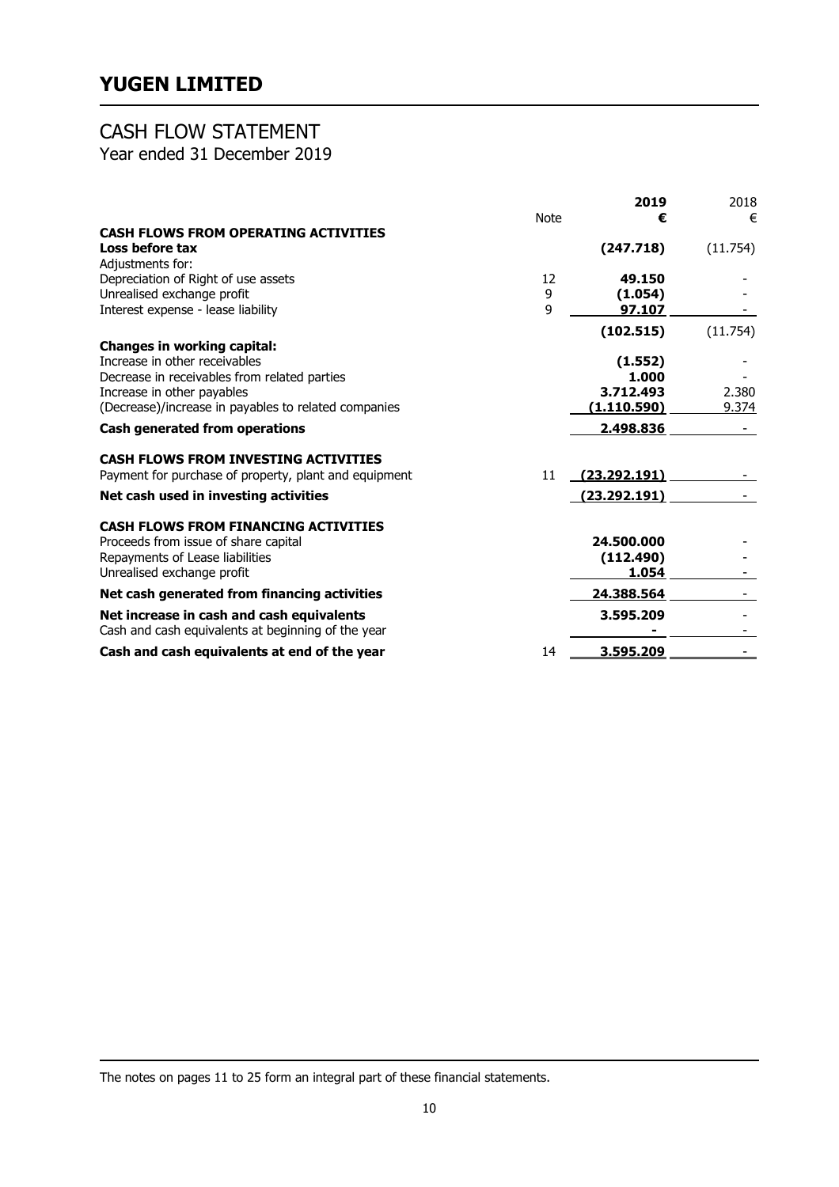# YUGEN LIMITED

## CASH FLOW STATEMENT

Year ended 31 December 2019

| | Note | **2019** **€** | 2018 € |
|---|---|---|---|
| **CASH FLOWS FROM OPERATING ACTIVITIES** | | | |
| **Loss before tax** | | **(247.718)** | (11.754) |
| Adjustments for: | | | |
| Depreciation of Right of use assets | 12 | **49.150** | - |
| Unrealised exchange profit | 9 | **(1.054)** | - |
| Interest expense - lease liability | 9 | **97.107** | - |
| | | **(102.515)** | (11.754) |
| **Changes in working capital:** | | | |
| Increase in other receivables | | **(1.552)** | - |
| Decrease in receivables from related parties | | **1.000** | - |
| Increase in other payables | | **3.712.493** | 2.380 |
| (Decrease)/increase in payables to related companies | | **(1.110.590)** | 9.374 |
| **Cash generated from operations** | | **2.498.836** | - |
| **CASH FLOWS FROM INVESTING ACTIVITIES** | | | |
| Payment for purchase of property, plant and equipment | 11 | **(23.292.191)** | - |
| **Net cash used in investing activities** | | **(23.292.191)** | - |
| **CASH FLOWS FROM FINANCING ACTIVITIES** | | | |
| Proceeds from issue of share capital | | **24.500.000** | - |
| Repayments of Lease liabilities | | **(112.490)** | - |
| Unrealised exchange profit | | **1.054** | - |
| **Net cash generated from financing activities** | | **24.388.564** | - |
| **Net increase in cash and cash equivalents** | | **3.595.209** | - |
| Cash and cash equivalents at beginning of the year | | **-** | - |
| **Cash and cash equivalents at end of the year** | 14 | **3.595.209** | - |

The notes on pages 11 to 25 form an integral part of these financial statements.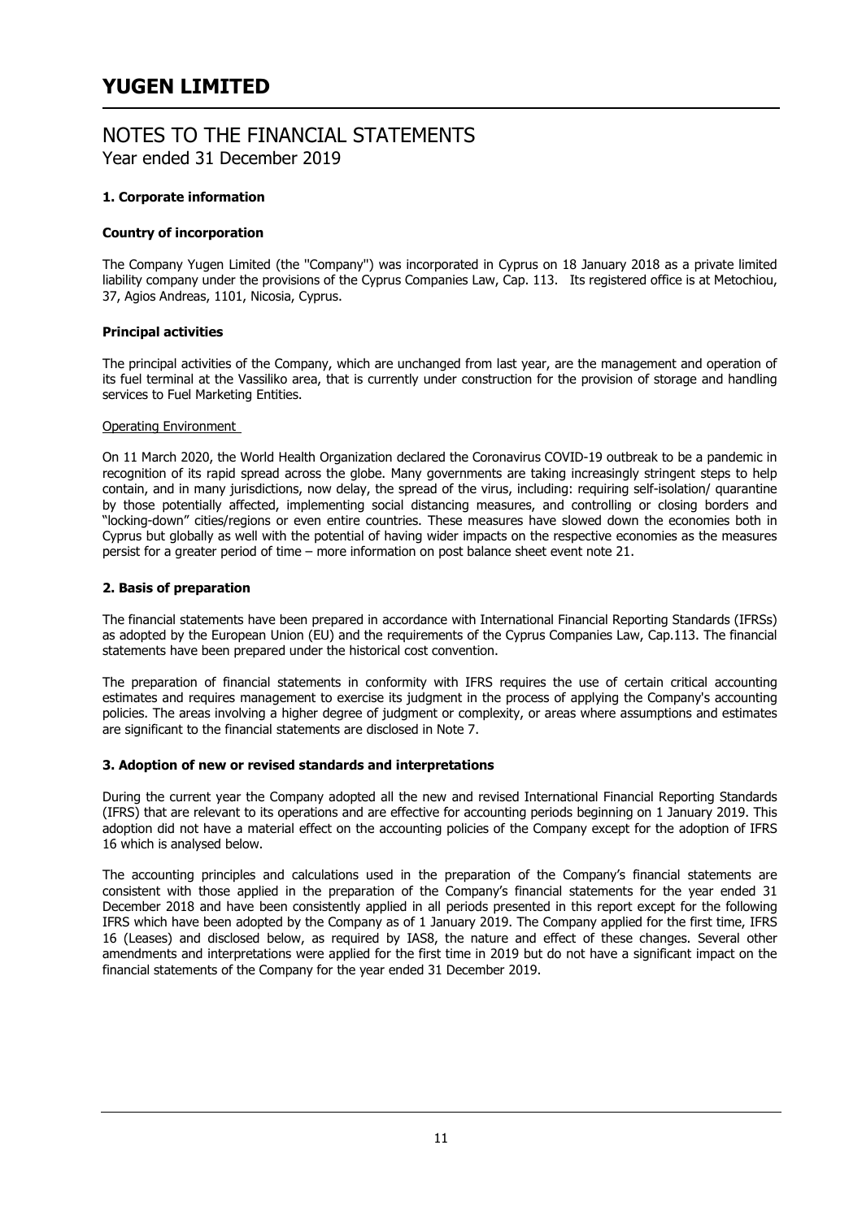# YUGEN LIMITED

## NOTES TO THE FINANCIAL STATEMENTS
Year ended 31 December 2019

### 1. Corporate information

#### Country of incorporation

The Company Yugen Limited (the ''Company'') was incorporated in Cyprus on 18 January 2018 as a private limited liability company under the provisions of the Cyprus Companies Law, Cap. 113. Its registered office is at Metochiou, 37, Agios Andreas, 1101, Nicosia, Cyprus.

#### Principal activities

The principal activities of the Company, which are unchanged from last year, are the management and operation of its fuel terminal at the Vassiliko area, that is currently under construction for the provision of storage and handling services to Fuel Marketing Entities.

Operating Environment

On 11 March 2020, the World Health Organization declared the Coronavirus COVID-19 outbreak to be a pandemic in recognition of its rapid spread across the globe. Many governments are taking increasingly stringent steps to help contain, and in many jurisdictions, now delay, the spread of the virus, including: requiring self-isolation/ quarantine by those potentially affected, implementing social distancing measures, and controlling or closing borders and "locking-down" cities/regions or even entire countries. These measures have slowed down the economies both in Cyprus but globally as well with the potential of having wider impacts on the respective economies as the measures persist for a greater period of time – more information on post balance sheet event note 21.

### 2. Basis of preparation

The financial statements have been prepared in accordance with International Financial Reporting Standards (IFRSs) as adopted by the European Union (EU) and the requirements of the Cyprus Companies Law, Cap.113. The financial statements have been prepared under the historical cost convention.

The preparation of financial statements in conformity with IFRS requires the use of certain critical accounting estimates and requires management to exercise its judgment in the process of applying the Company's accounting policies. The areas involving a higher degree of judgment or complexity, or areas where assumptions and estimates are significant to the financial statements are disclosed in Note 7.

### 3. Adoption of new or revised standards and interpretations

During the current year the Company adopted all the new and revised International Financial Reporting Standards (IFRS) that are relevant to its operations and are effective for accounting periods beginning on 1 January 2019. This adoption did not have a material effect on the accounting policies of the Company except for the adoption of IFRS 16 which is analysed below.

The accounting principles and calculations used in the preparation of the Company's financial statements are consistent with those applied in the preparation of the Company's financial statements for the year ended 31 December 2018 and have been consistently applied in all periods presented in this report except for the following IFRS which have been adopted by the Company as of 1 January 2019. The Company applied for the first time, IFRS 16 (Leases) and disclosed below, as required by IAS8, the nature and effect of these changes. Several other amendments and interpretations were applied for the first time in 2019 but do not have a significant impact on the financial statements of the Company for the year ended 31 December 2019.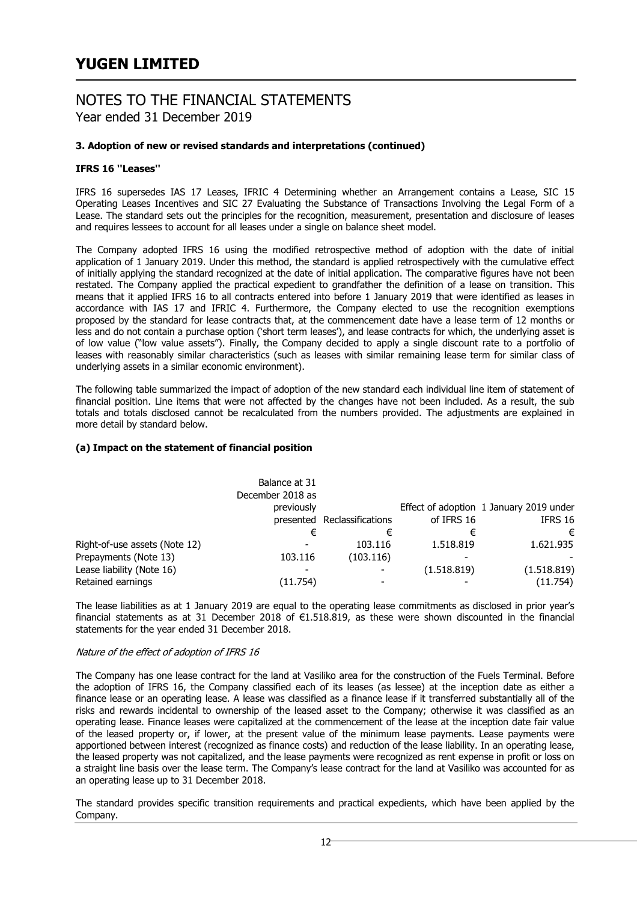# YUGEN LIMITED

## NOTES TO THE FINANCIAL STATEMENTS
Year ended 31 December 2019

### 3. Adoption of new or revised standards and interpretations (continued)

#### IFRS 16 "Leases"

IFRS 16 supersedes IAS 17 Leases, IFRIC 4 Determining whether an Arrangement contains a Lease, SIC 15 Operating Leases Incentives and SIC 27 Evaluating the Substance of Transactions Involving the Legal Form of a Lease. The standard sets out the principles for the recognition, measurement, presentation and disclosure of leases and requires lessees to account for all leases under a single on balance sheet model.

The Company adopted IFRS 16 using the modified retrospective method of adoption with the date of initial application of 1 January 2019. Under this method, the standard is applied retrospectively with the cumulative effect of initially applying the standard recognized at the date of initial application. The comparative figures have not been restated. The Company applied the practical expedient to grandfather the definition of a lease on transition. This means that it applied IFRS 16 to all contracts entered into before 1 January 2019 that were identified as leases in accordance with IAS 17 and IFRIC 4. Furthermore, the Company elected to use the recognition exemptions proposed by the standard for lease contracts that, at the commencement date have a lease term of 12 months or less and do not contain a purchase option ('short term leases'), and lease contracts for which, the underlying asset is of low value ("low value assets"). Finally, the Company decided to apply a single discount rate to a portfolio of leases with reasonably similar characteristics (such as leases with similar remaining lease term for similar class of underlying assets in a similar economic environment).

The following table summarized the impact of adoption of the new standard each individual line item of statement of financial position. Line items that were not affected by the changes have not been included. As a result, the sub totals and totals disclosed cannot be recalculated from the numbers provided. The adjustments are explained in more detail by standard below.

#### (a) Impact on the statement of financial position

| | Balance at 31 December 2018 as previously presented | Reclassifications | Effect of adoption of IFRS 16 | 1 January 2019 under IFRS 16 |
|---|---|---|---|---|
| | € | € | € | € |
| Right-of-use assets (Note 12) | - | 103.116 | 1.518.819 | 1.621.935 |
| Prepayments (Note 13) | 103.116 | (103.116) | - | - |
| Lease liability (Note 16) | - | - | (1.518.819) | (1.518.819) |
| Retained earnings | (11.754) | - | - | (11.754) |

The lease liabilities as at 1 January 2019 are equal to the operating lease commitments as disclosed in prior year's financial statements as at 31 December 2018 of €1.518.819, as these were shown discounted in the financial statements for the year ended 31 December 2018.

*Nature of the effect of adoption of IFRS 16*

The Company has one lease contract for the land at Vasiliko area for the construction of the Fuels Terminal. Before the adoption of IFRS 16, the Company classified each of its leases (as lessee) at the inception date as either a finance lease or an operating lease. A lease was classified as a finance lease if it transferred substantially all of the risks and rewards incidental to ownership of the leased asset to the Company; otherwise it was classified as an operating lease. Finance leases were capitalized at the commencement of the lease at the inception date fair value of the leased property or, if lower, at the present value of the minimum lease payments. Lease payments were apportioned between interest (recognized as finance costs) and reduction of the lease liability. In an operating lease, the leased property was not capitalized, and the lease payments were recognized as rent expense in profit or loss on a straight line basis over the lease term. The Company's lease contract for the land at Vasiliko was accounted for as an operating lease up to 31 December 2018.

The standard provides specific transition requirements and practical expedients, which have been applied by the Company.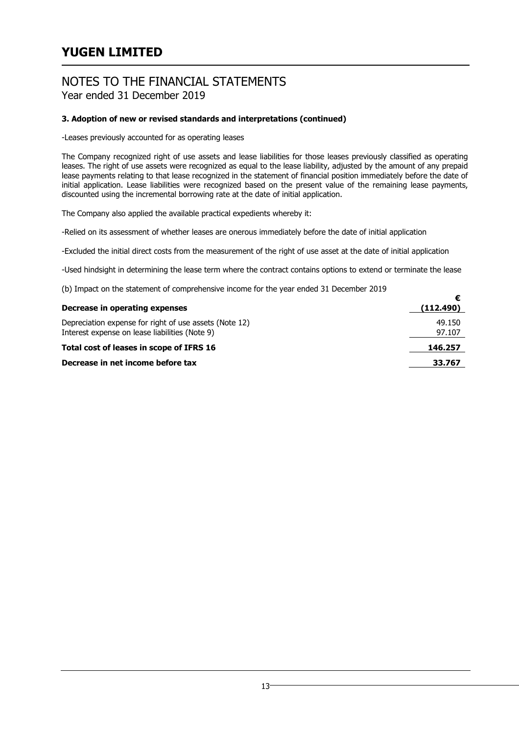# YUGEN LIMITED

## NOTES TO THE FINANCIAL STATEMENTS
Year ended 31 December 2019

### 3. Adoption of new or revised standards and interpretations (continued)

-Leases previously accounted for as operating leases

The Company recognized right of use assets and lease liabilities for those leases previously classified as operating leases. The right of use assets were recognized as equal to the lease liability, adjusted by the amount of any prepaid lease payments relating to that lease recognized in the statement of financial position immediately before the date of initial application. Lease liabilities were recognized based on the present value of the remaining lease payments, discounted using the incremental borrowing rate at the date of initial application.

The Company also applied the available practical expedients whereby it:

-Relied on its assessment of whether leases are onerous immediately before the date of initial application

-Excluded the initial direct costs from the measurement of the right of use asset at the date of initial application

-Used hindsight in determining the lease term where the contract contains options to extend or terminate the lease

(b) Impact on the statement of comprehensive income for the year ended 31 December 2019

| | € |
|---|---|
| **Decrease in operating expenses** | **(112.490)** |
| Depreciation expense for right of use assets (Note 12) | 49.150 |
| Interest expense on lease liabilities (Note 9) | 97.107 |
| **Total cost of leases in scope of IFRS 16** | **146.257** |
| **Decrease in net income before tax** | **33.767** |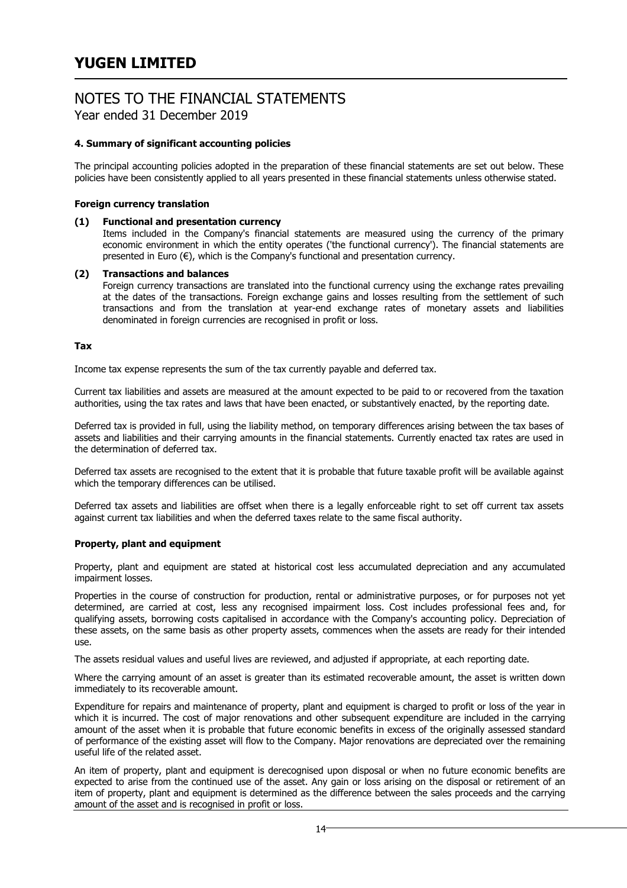## 4. Summary of significant accounting policies

The principal accounting policies adopted in the preparation of these financial statements are set out below. These policies have been consistently applied to all years presented in these financial statements unless otherwise stated.

### Foreign currency translation

**(1) Functional and presentation currency**

Items included in the Company's financial statements are measured using the currency of the primary economic environment in which the entity operates ('the functional currency'). The financial statements are presented in Euro (€), which is the Company's functional and presentation currency.

**(2) Transactions and balances**

Foreign currency transactions are translated into the functional currency using the exchange rates prevailing at the dates of the transactions. Foreign exchange gains and losses resulting from the settlement of such transactions and from the translation at year-end exchange rates of monetary assets and liabilities denominated in foreign currencies are recognised in profit or loss.

### Tax

Income tax expense represents the sum of the tax currently payable and deferred tax.

Current tax liabilities and assets are measured at the amount expected to be paid to or recovered from the taxation authorities, using the tax rates and laws that have been enacted, or substantively enacted, by the reporting date.

Deferred tax is provided in full, using the liability method, on temporary differences arising between the tax bases of assets and liabilities and their carrying amounts in the financial statements. Currently enacted tax rates are used in the determination of deferred tax.

Deferred tax assets are recognised to the extent that it is probable that future taxable profit will be available against which the temporary differences can be utilised.

Deferred tax assets and liabilities are offset when there is a legally enforceable right to set off current tax assets against current tax liabilities and when the deferred taxes relate to the same fiscal authority.

### Property, plant and equipment

Property, plant and equipment are stated at historical cost less accumulated depreciation and any accumulated impairment losses.

Properties in the course of construction for production, rental or administrative purposes, or for purposes not yet determined, are carried at cost, less any recognised impairment loss. Cost includes professional fees and, for qualifying assets, borrowing costs capitalised in accordance with the Company's accounting policy. Depreciation of these assets, on the same basis as other property assets, commences when the assets are ready for their intended use.

The assets residual values and useful lives are reviewed, and adjusted if appropriate, at each reporting date.

Where the carrying amount of an asset is greater than its estimated recoverable amount, the asset is written down immediately to its recoverable amount.

Expenditure for repairs and maintenance of property, plant and equipment is charged to profit or loss of the year in which it is incurred. The cost of major renovations and other subsequent expenditure are included in the carrying amount of the asset when it is probable that future economic benefits in excess of the originally assessed standard of performance of the existing asset will flow to the Company. Major renovations are depreciated over the remaining useful life of the related asset.

An item of property, plant and equipment is derecognised upon disposal or when no future economic benefits are expected to arise from the continued use of the asset. Any gain or loss arising on the disposal or retirement of an item of property, plant and equipment is determined as the difference between the sales proceeds and the carrying amount of the asset and is recognised in profit or loss.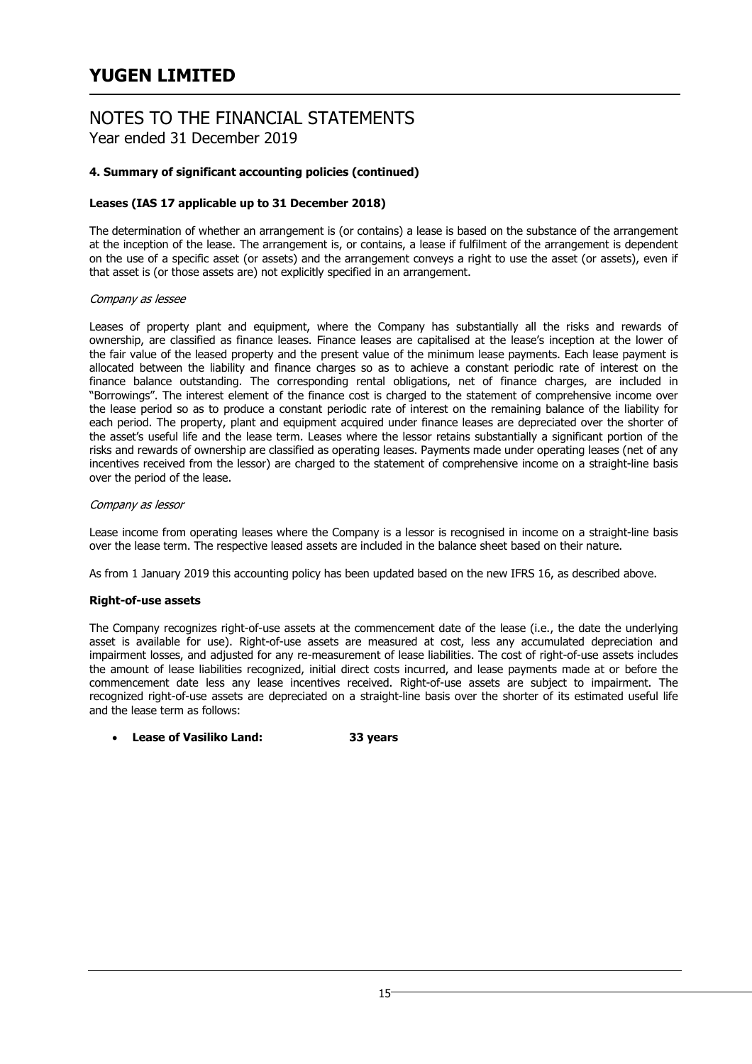# YUGEN LIMITED

## NOTES TO THE FINANCIAL STATEMENTS
Year ended 31 December 2019

### 4. Summary of significant accounting policies (continued)

**Leases (IAS 17 applicable up to 31 December 2018)**

The determination of whether an arrangement is (or contains) a lease is based on the substance of the arrangement at the inception of the lease. The arrangement is, or contains, a lease if fulfilment of the arrangement is dependent on the use of a specific asset (or assets) and the arrangement conveys a right to use the asset (or assets), even if that asset is (or those assets are) not explicitly specified in an arrangement.

*Company as lessee*

Leases of property plant and equipment, where the Company has substantially all the risks and rewards of ownership, are classified as finance leases. Finance leases are capitalised at the lease's inception at the lower of the fair value of the leased property and the present value of the minimum lease payments. Each lease payment is allocated between the liability and finance charges so as to achieve a constant periodic rate of interest on the finance balance outstanding. The corresponding rental obligations, net of finance charges, are included in "Borrowings". The interest element of the finance cost is charged to the statement of comprehensive income over the lease period so as to produce a constant periodic rate of interest on the remaining balance of the liability for each period. The property, plant and equipment acquired under finance leases are depreciated over the shorter of the asset's useful life and the lease term. Leases where the lessor retains substantially a significant portion of the risks and rewards of ownership are classified as operating leases. Payments made under operating leases (net of any incentives received from the lessor) are charged to the statement of comprehensive income on a straight-line basis over the period of the lease.

*Company as lessor*

Lease income from operating leases where the Company is a lessor is recognised in income on a straight-line basis over the lease term. The respective leased assets are included in the balance sheet based on their nature.

As from 1 January 2019 this accounting policy has been updated based on the new IFRS 16, as described above.

**Right-of-use assets**

The Company recognizes right-of-use assets at the commencement date of the lease (i.e., the date the underlying asset is available for use). Right-of-use assets are measured at cost, less any accumulated depreciation and impairment losses, and adjusted for any re-measurement of lease liabilities. The cost of right-of-use assets includes the amount of lease liabilities recognized, initial direct costs incurred, and lease payments made at or before the commencement date less any lease incentives received. Right-of-use assets are subject to impairment. The recognized right-of-use assets are depreciated on a straight-line basis over the shorter of its estimated useful life and the lease term as follows:

- **Lease of Vasiliko Land: 33 years**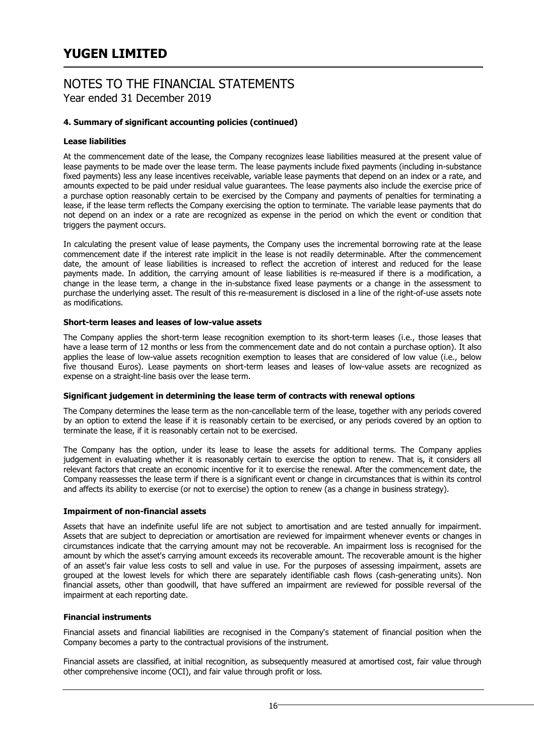#### 4. Summary of significant accounting policies (continued)

**Lease liabilities**

At the commencement date of the lease, the Company recognizes lease liabilities measured at the present value of lease payments to be made over the lease term. The lease payments include fixed payments (including in-substance fixed payments) less any lease incentives receivable, variable lease payments that depend on an index or a rate, and amounts expected to be paid under residual value guarantees. The lease payments also include the exercise price of a purchase option reasonably certain to be exercised by the Company and payments of penalties for terminating a lease, if the lease term reflects the Company exercising the option to terminate. The variable lease payments that do not depend on an index or a rate are recognized as expense in the period on which the event or condition that triggers the payment occurs.

In calculating the present value of lease payments, the Company uses the incremental borrowing rate at the lease commencement date if the interest rate implicit in the lease is not readily determinable. After the commencement date, the amount of lease liabilities is increased to reflect the accretion of interest and reduced for the lease payments made. In addition, the carrying amount of lease liabilities is re-measured if there is a modification, a change in the lease term, a change in the in-substance fixed lease payments or a change in the assessment to purchase the underlying asset. The result of this re-measurement is disclosed in a line of the right-of-use assets note as modifications.

**Short-term leases and leases of low-value assets**

The Company applies the short-term lease recognition exemption to its short-term leases (i.e., those leases that have a lease term of 12 months or less from the commencement date and do not contain a purchase option). It also applies the lease of low-value assets recognition exemption to leases that are considered of low value (i.e., below five thousand Euros). Lease payments on short-term leases and leases of low-value assets are recognized as expense on a straight-line basis over the lease term.

**Significant judgement in determining the lease term of contracts with renewal options**

The Company determines the lease term as the non-cancellable term of the lease, together with any periods covered by an option to extend the lease if it is reasonably certain to be exercised, or any periods covered by an option to terminate the lease, if it is reasonably certain not to be exercised.

The Company has the option, under its lease to lease the assets for additional terms. The Company applies judgement in evaluating whether it is reasonably certain to exercise the option to renew. That is, it considers all relevant factors that create an economic incentive for it to exercise the renewal. After the commencement date, the Company reassesses the lease term if there is a significant event or change in circumstances that is within its control and affects its ability to exercise (or not to exercise) the option to renew (as a change in business strategy).

**Impairment of non-financial assets**

Assets that have an indefinite useful life are not subject to amortisation and are tested annually for impairment. Assets that are subject to depreciation or amortisation are reviewed for impairment whenever events or changes in circumstances indicate that the carrying amount may not be recoverable. An impairment loss is recognised for the amount by which the asset's carrying amount exceeds its recoverable amount. The recoverable amount is the higher of an asset's fair value less costs to sell and value in use. For the purposes of assessing impairment, assets are grouped at the lowest levels for which there are separately identifiable cash flows (cash-generating units). Non financial assets, other than goodwill, that have suffered an impairment are reviewed for possible reversal of the impairment at each reporting date.

**Financial instruments**

Financial assets and financial liabilities are recognised in the Company's statement of financial position when the Company becomes a party to the contractual provisions of the instrument.

Financial assets are classified, at initial recognition, as subsequently measured at amortised cost, fair value through other comprehensive income (OCI), and fair value through profit or loss.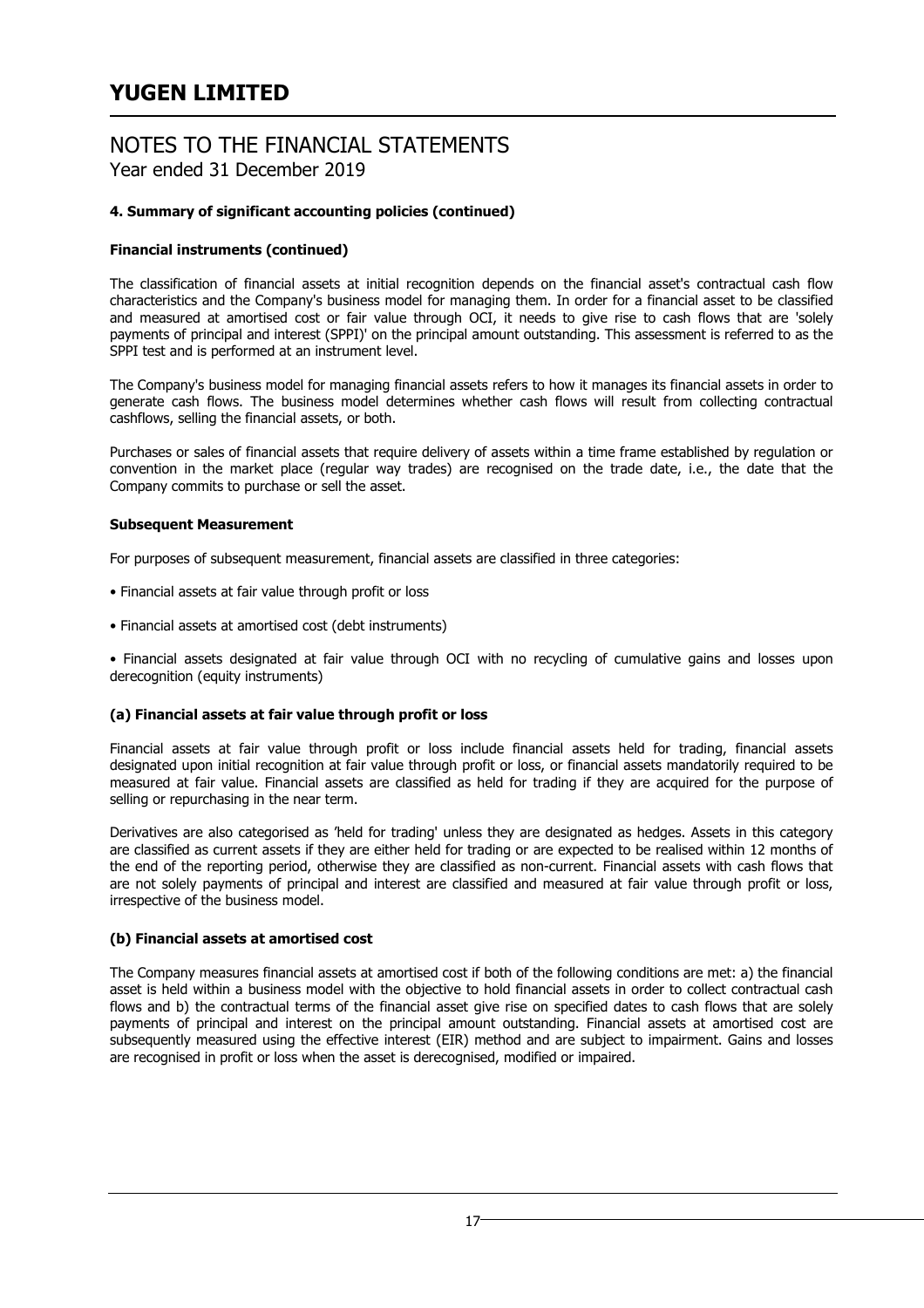# YUGEN LIMITED

## NOTES TO THE FINANCIAL STATEMENTS
Year ended 31 December 2019

### 4. Summary of significant accounting policies (continued)

**Financial instruments (continued)**

The classification of financial assets at initial recognition depends on the financial asset's contractual cash flow characteristics and the Company's business model for managing them. In order for a financial asset to be classified and measured at amortised cost or fair value through OCI, it needs to give rise to cash flows that are 'solely payments of principal and interest (SPPI)' on the principal amount outstanding. This assessment is referred to as the SPPI test and is performed at an instrument level.

The Company's business model for managing financial assets refers to how it manages its financial assets in order to generate cash flows. The business model determines whether cash flows will result from collecting contractual cashflows, selling the financial assets, or both.

Purchases or sales of financial assets that require delivery of assets within a time frame established by regulation or convention in the market place (regular way trades) are recognised on the trade date, i.e., the date that the Company commits to purchase or sell the asset.

**Subsequent Measurement**

For purposes of subsequent measurement, financial assets are classified in three categories:

- Financial assets at fair value through profit or loss
- Financial assets at amortised cost (debt instruments)
- Financial assets designated at fair value through OCI with no recycling of cumulative gains and losses upon derecognition (equity instruments)

**(a) Financial assets at fair value through profit or loss**

Financial assets at fair value through profit or loss include financial assets held for trading, financial assets designated upon initial recognition at fair value through profit or loss, or financial assets mandatorily required to be measured at fair value. Financial assets are classified as held for trading if they are acquired for the purpose of selling or repurchasing in the near term.

Derivatives are also categorised as 'held for trading' unless they are designated as hedges. Assets in this category are classified as current assets if they are either held for trading or are expected to be realised within 12 months of the end of the reporting period, otherwise they are classified as non-current. Financial assets with cash flows that are not solely payments of principal and interest are classified and measured at fair value through profit or loss, irrespective of the business model.

**(b) Financial assets at amortised cost**

The Company measures financial assets at amortised cost if both of the following conditions are met: a) the financial asset is held within a business model with the objective to hold financial assets in order to collect contractual cash flows and b) the contractual terms of the financial asset give rise on specified dates to cash flows that are solely payments of principal and interest on the principal amount outstanding. Financial assets at amortised cost are subsequently measured using the effective interest (EIR) method and are subject to impairment. Gains and losses are recognised in profit or loss when the asset is derecognised, modified or impaired.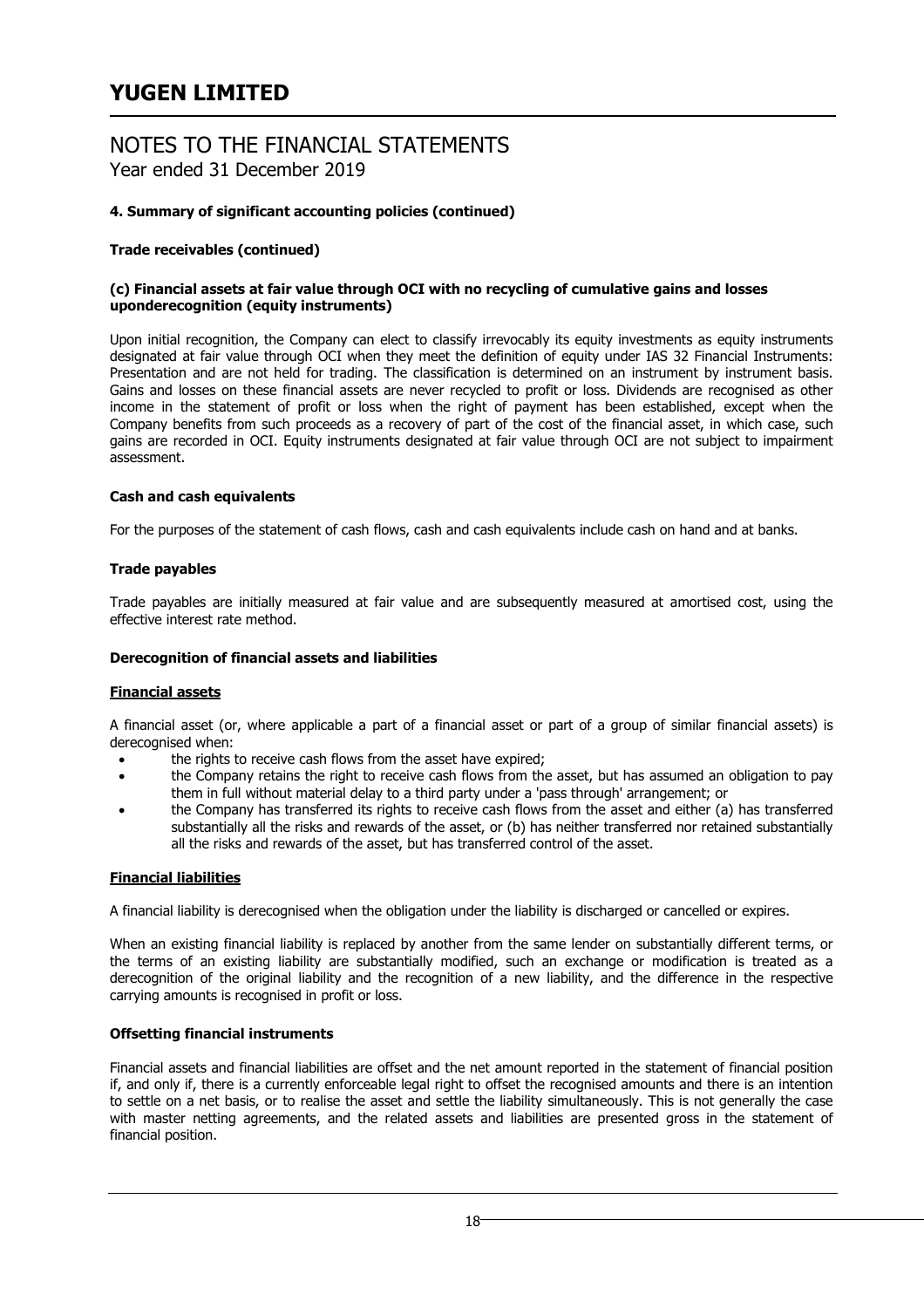# YUGEN LIMITED

## NOTES TO THE FINANCIAL STATEMENTS

Year ended 31 December 2019

**4. Summary of significant accounting policies (continued)**

**Trade receivables (continued)**

**(c) Financial assets at fair value through OCI with no recycling of cumulative gains and losses uponderecognition (equity instruments)**

Upon initial recognition, the Company can elect to classify irrevocably its equity investments as equity instruments designated at fair value through OCI when they meet the definition of equity under IAS 32 Financial Instruments: Presentation and are not held for trading. The classification is determined on an instrument by instrument basis. Gains and losses on these financial assets are never recycled to profit or loss. Dividends are recognised as other income in the statement of profit or loss when the right of payment has been established, except when the Company benefits from such proceeds as a recovery of part of the cost of the financial asset, in which case, such gains are recorded in OCI. Equity instruments designated at fair value through OCI are not subject to impairment assessment.

**Cash and cash equivalents**

For the purposes of the statement of cash flows, cash and cash equivalents include cash on hand and at banks.

**Trade payables**

Trade payables are initially measured at fair value and are subsequently measured at amortised cost, using the effective interest rate method.

**Derecognition of financial assets and liabilities**

**Financial assets**

A financial asset (or, where applicable a part of a financial asset or part of a group of similar financial assets) is derecognised when:

- the rights to receive cash flows from the asset have expired;
- the Company retains the right to receive cash flows from the asset, but has assumed an obligation to pay them in full without material delay to a third party under a 'pass through' arrangement; or
- the Company has transferred its rights to receive cash flows from the asset and either (a) has transferred substantially all the risks and rewards of the asset, or (b) has neither transferred nor retained substantially all the risks and rewards of the asset, but has transferred control of the asset.

**Financial liabilities**

A financial liability is derecognised when the obligation under the liability is discharged or cancelled or expires.

When an existing financial liability is replaced by another from the same lender on substantially different terms, or the terms of an existing liability are substantially modified, such an exchange or modification is treated as a derecognition of the original liability and the recognition of a new liability, and the difference in the respective carrying amounts is recognised in profit or loss.

**Offsetting financial instruments**

Financial assets and financial liabilities are offset and the net amount reported in the statement of financial position if, and only if, there is a currently enforceable legal right to offset the recognised amounts and there is an intention to settle on a net basis, or to realise the asset and settle the liability simultaneously. This is not generally the case with master netting agreements, and the related assets and liabilities are presented gross in the statement of financial position.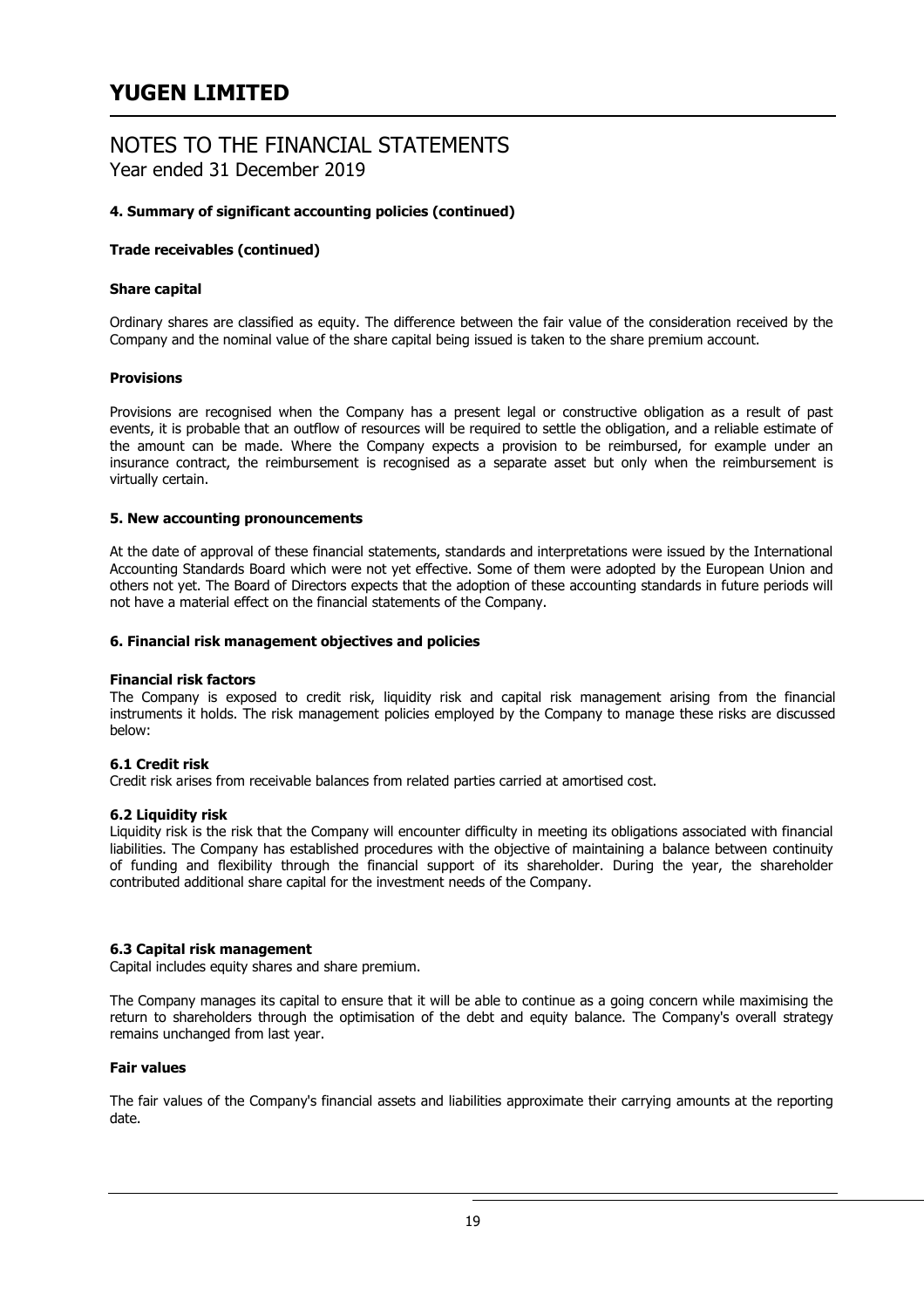# YUGEN LIMITED

## NOTES TO THE FINANCIAL STATEMENTS

Year ended 31 December 2019

### 4. Summary of significant accounting policies (continued)

**Trade receivables (continued)**

**Share capital**

Ordinary shares are classified as equity. The difference between the fair value of the consideration received by the Company and the nominal value of the share capital being issued is taken to the share premium account.

**Provisions**

Provisions are recognised when the Company has a present legal or constructive obligation as a result of past events, it is probable that an outflow of resources will be required to settle the obligation, and a reliable estimate of the amount can be made. Where the Company expects a provision to be reimbursed, for example under an insurance contract, the reimbursement is recognised as a separate asset but only when the reimbursement is virtually certain.

### 5. New accounting pronouncements

At the date of approval of these financial statements, standards and interpretations were issued by the International Accounting Standards Board which were not yet effective. Some of them were adopted by the European Union and others not yet. The Board of Directors expects that the adoption of these accounting standards in future periods will not have a material effect on the financial statements of the Company.

### 6. Financial risk management objectives and policies

**Financial risk factors**

The Company is exposed to credit risk, liquidity risk and capital risk management arising from the financial instruments it holds. The risk management policies employed by the Company to manage these risks are discussed below:

**6.1 Credit risk**

Credit risk arises from receivable balances from related parties carried at amortised cost.

**6.2 Liquidity risk**

Liquidity risk is the risk that the Company will encounter difficulty in meeting its obligations associated with financial liabilities. The Company has established procedures with the objective of maintaining a balance between continuity of funding and flexibility through the financial support of its shareholder. During the year, the shareholder contributed additional share capital for the investment needs of the Company.

**6.3 Capital risk management**

Capital includes equity shares and share premium.

The Company manages its capital to ensure that it will be able to continue as a going concern while maximising the return to shareholders through the optimisation of the debt and equity balance. The Company's overall strategy remains unchanged from last year.

**Fair values**

The fair values of the Company's financial assets and liabilities approximate their carrying amounts at the reporting date.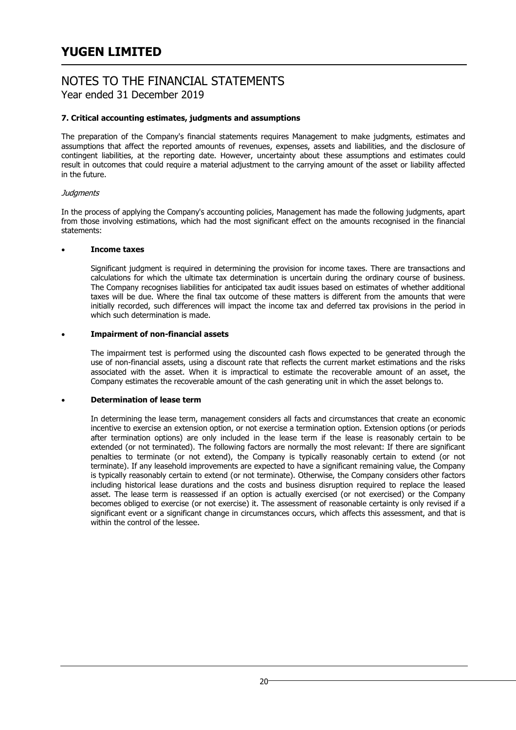### 7. Critical accounting estimates, judgments and assumptions

The preparation of the Company's financial statements requires Management to make judgments, estimates and assumptions that affect the reported amounts of revenues, expenses, assets and liabilities, and the disclosure of contingent liabilities, at the reporting date. However, uncertainty about these assumptions and estimates could result in outcomes that could require a material adjustment to the carrying amount of the asset or liability affected in the future.

*Judgments*

In the process of applying the Company's accounting policies, Management has made the following judgments, apart from those involving estimations, which had the most significant effect on the amounts recognised in the financial statements:

- **Income taxes**

  Significant judgment is required in determining the provision for income taxes. There are transactions and calculations for which the ultimate tax determination is uncertain during the ordinary course of business. The Company recognises liabilities for anticipated tax audit issues based on estimates of whether additional taxes will be due. Where the final tax outcome of these matters is different from the amounts that were initially recorded, such differences will impact the income tax and deferred tax provisions in the period in which such determination is made.

- **Impairment of non-financial assets**

  The impairment test is performed using the discounted cash flows expected to be generated through the use of non-financial assets, using a discount rate that reflects the current market estimations and the risks associated with the asset. When it is impractical to estimate the recoverable amount of an asset, the Company estimates the recoverable amount of the cash generating unit in which the asset belongs to.

- **Determination of lease term**

  In determining the lease term, management considers all facts and circumstances that create an economic incentive to exercise an extension option, or not exercise a termination option. Extension options (or periods after termination options) are only included in the lease term if the lease is reasonably certain to be extended (or not terminated). The following factors are normally the most relevant: If there are significant penalties to terminate (or not extend), the Company is typically reasonably certain to extend (or not terminate). If any leasehold improvements are expected to have a significant remaining value, the Company is typically reasonably certain to extend (or not terminate). Otherwise, the Company considers other factors including historical lease durations and the costs and business disruption required to replace the leased asset. The lease term is reassessed if an option is actually exercised (or not exercised) or the Company becomes obliged to exercise (or not exercise) it. The assessment of reasonable certainty is only revised if a significant event or a significant change in circumstances occurs, which affects this assessment, and that is within the control of the lessee.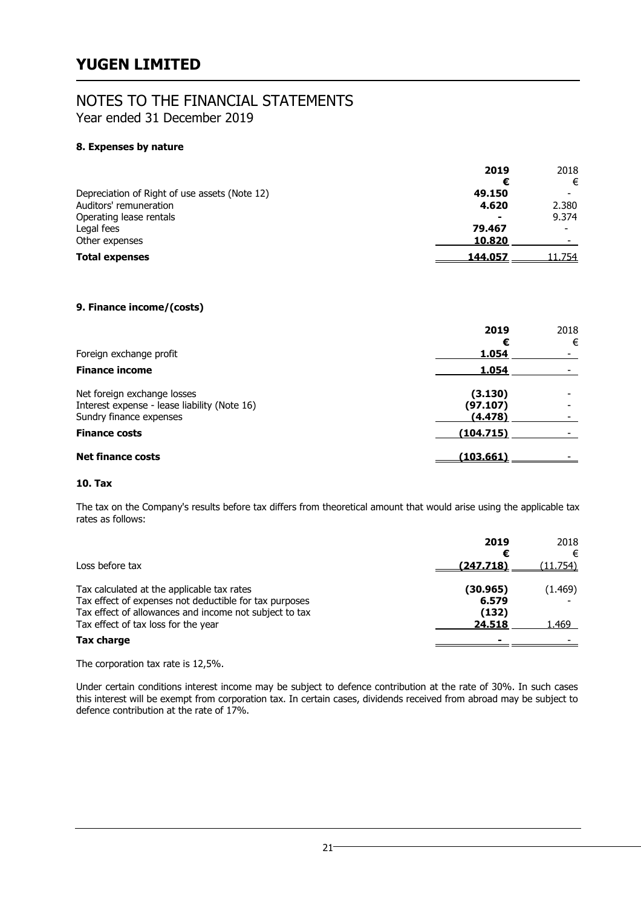# YUGEN LIMITED

## NOTES TO THE FINANCIAL STATEMENTS
Year ended 31 December 2019

### 8. Expenses by nature

| | 2019 | 2018 |
|---|---|---|
| | € | € |
| Depreciation of Right of use assets (Note 12) | 49.150 | - |
| Auditors' remuneration | 4.620 | 2.380 |
| Operating lease rentals | - | 9.374 |
| Legal fees | 79.467 | - |
| Other expenses | 10.820 | - |
| **Total expenses** | **144.057** | 11.754 |

### 9. Finance income/(costs)

| | 2019 | 2018 |
|---|---|---|
| | € | € |
| Foreign exchange profit | 1.054 | - |
| **Finance income** | **1.054** | - |
| Net foreign exchange losses | (3.130) | - |
| Interest expense - lease liability (Note 16) | (97.107) | - |
| Sundry finance expenses | (4.478) | - |
| **Finance costs** | **(104.715)** | - |
| **Net finance costs** | **(103.661)** | - |

### 10. Tax

The tax on the Company's results before tax differs from theoretical amount that would arise using the applicable tax rates as follows:

| | 2019 | 2018 |
|---|---|---|
| | € | € |
| Loss before tax | (247.718) | (11.754) |
| Tax calculated at the applicable tax rates | (30.965) | (1.469) |
| Tax effect of expenses not deductible for tax purposes | 6.579 | - |
| Tax effect of allowances and income not subject to tax | (132) | |
| Tax effect of tax loss for the year | 24.518 | 1.469 |
| **Tax charge** | - | - |

The corporation tax rate is 12,5%.

Under certain conditions interest income may be subject to defence contribution at the rate of 30%. In such cases this interest will be exempt from corporation tax. In certain cases, dividends received from abroad may be subject to defence contribution at the rate of 17%.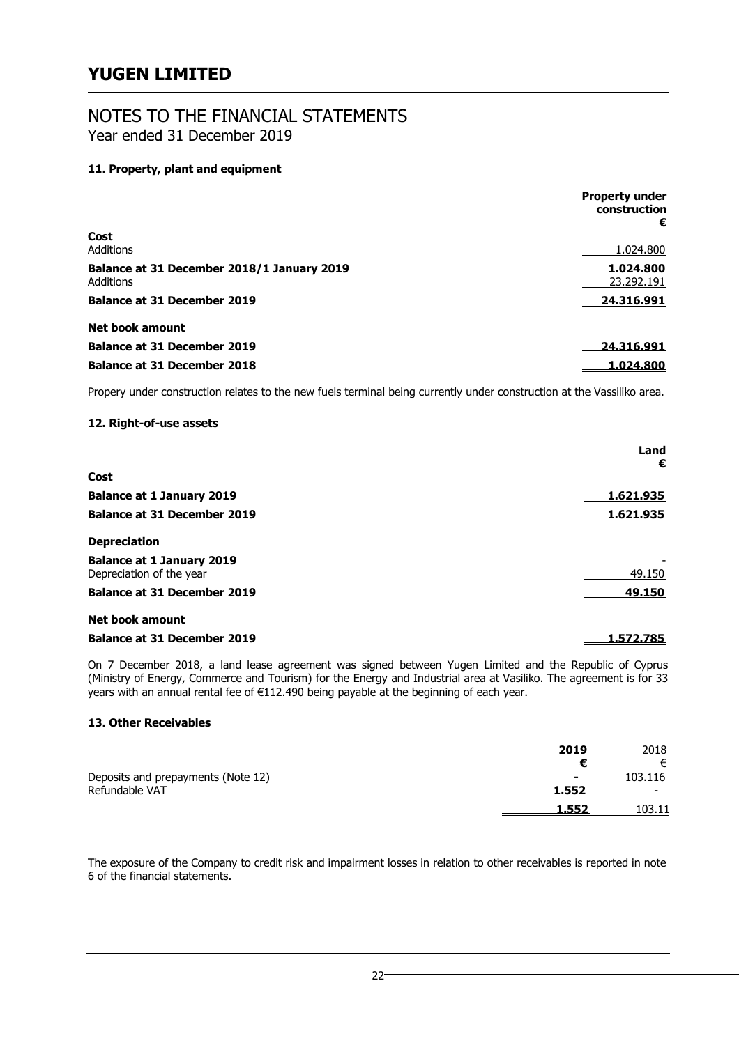# YUGEN LIMITED

## NOTES TO THE FINANCIAL STATEMENTS
Year ended 31 December 2019

### 11. Property, plant and equipment

| | **Property under construction €** |
|---|---|
| **Cost** | |
| Additions | 1.024.800 |
| **Balance at 31 December 2018/1 January 2019** | **1.024.800** |
| Additions | 23.292.191 |
| **Balance at 31 December 2019** | **24.316.991** |
| **Net book amount** | |
| **Balance at 31 December 2019** | **24.316.991** |
| **Balance at 31 December 2018** | **1.024.800** |

Propery under construction relates to the new fuels terminal being currently under construction at the Vassiliko area.

### 12. Right-of-use assets

| | **Land €** |
|---|---|
| **Cost** | |
| **Balance at 1 January 2019** | **1.621.935** |
| **Balance at 31 December 2019** | **1.621.935** |
| **Depreciation** | |
| **Balance at 1 January 2019** | - |
| Depreciation of the year | 49.150 |
| **Balance at 31 December 2019** | **49.150** |
| **Net book amount** | |
| **Balance at 31 December 2019** | **1.572.785** |

On 7 December 2018, a land lease agreement was signed between Yugen Limited and the Republic of Cyprus (Ministry of Energy, Commerce and Tourism) for the Energy and Industrial area at Vasiliko. The agreement is for 33 years with an annual rental fee of €112.490 being payable at the beginning of each year.

### 13. Other Receivables

| | **2019 €** | 2018 € |
|---|---|---|
| Deposits and prepayments (Note 12) | - | 103.116 |
| Refundable VAT | **1.552** | - |
| | **1.552** | 103.11 |

The exposure of the Company to credit risk and impairment losses in relation to other receivables is reported in note 6 of the financial statements.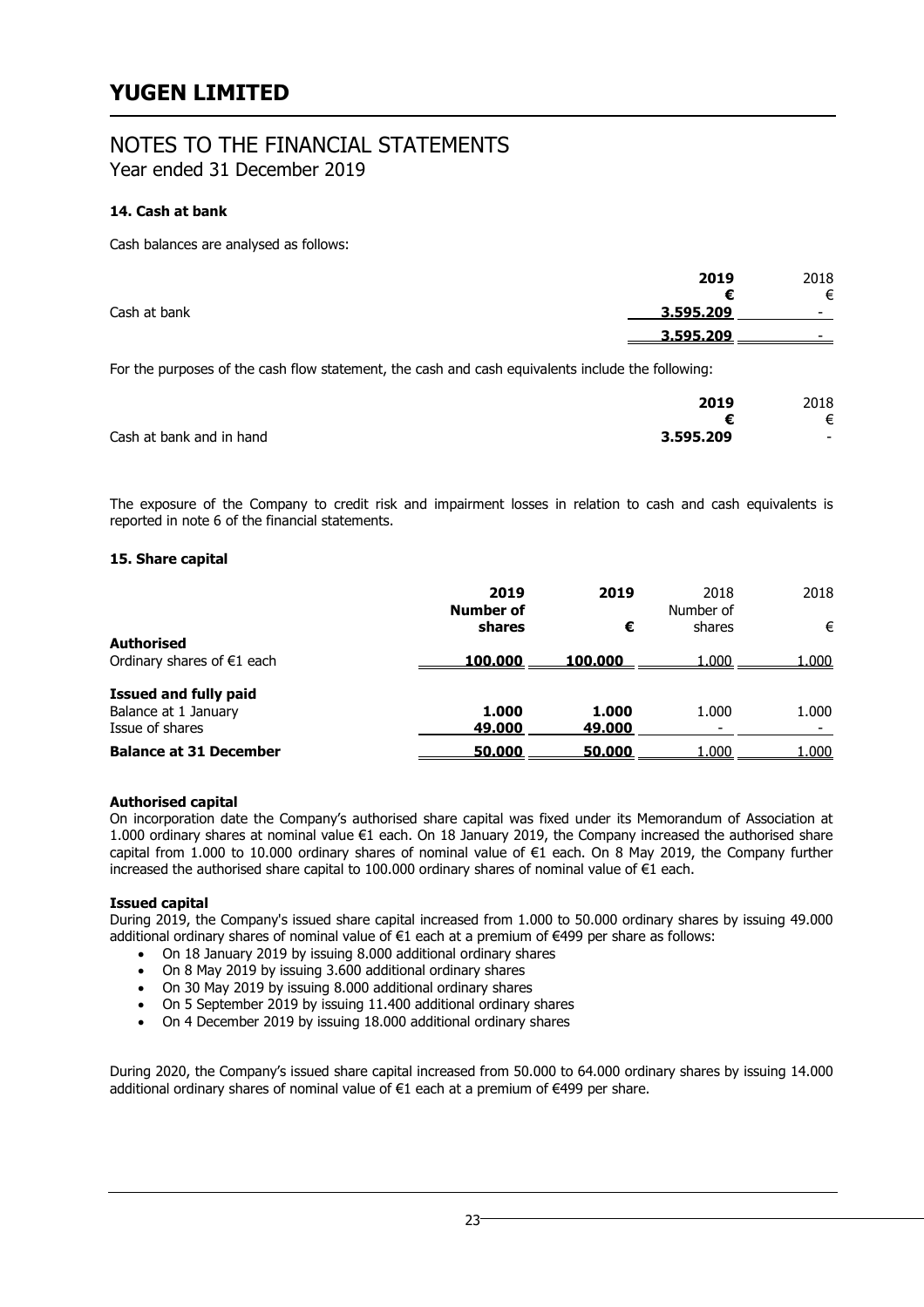## 14. Cash at bank

Cash balances are analysed as follows:

| | 2019 | 2018 |
|---|---|---|
| | € | € |
| Cash at bank | 3.595.209 | - |
| | 3.595.209 | - |

For the purposes of the cash flow statement, the cash and cash equivalents include the following:

| | 2019 | 2018 |
|---|---|---|
| | € | € |
| Cash at bank and in hand | 3.595.209 | - |

The exposure of the Company to credit risk and impairment losses in relation to cash and cash equivalents is reported in note 6 of the financial statements.

## 15. Share capital

| | 2019 Number of shares | 2019 € | 2018 Number of shares | 2018 € |
|---|---|---|---|---|
| **Authorised** | | | | |
| Ordinary shares of €1 each | 100.000 | 100.000 | 1.000 | 1.000 |
| **Issued and fully paid** | | | | |
| Balance at 1 January | 1.000 | 1.000 | 1.000 | 1.000 |
| Issue of shares | 49.000 | 49.000 | - | - |
| **Balance at 31 December** | 50.000 | 50.000 | 1.000 | 1.000 |

**Authorised capital**
On incorporation date the Company's authorised share capital was fixed under its Memorandum of Association at 1.000 ordinary shares at nominal value €1 each. On 18 January 2019, the Company increased the authorised share capital from 1.000 to 10.000 ordinary shares of nominal value of €1 each. On 8 May 2019, the Company further increased the authorised share capital to 100.000 ordinary shares of nominal value of €1 each.

**Issued capital**
During 2019, the Company's issued share capital increased from 1.000 to 50.000 ordinary shares by issuing 49.000 additional ordinary shares of nominal value of €1 each at a premium of €499 per share as follows:

- On 18 January 2019 by issuing 8.000 additional ordinary shares
- On 8 May 2019 by issuing 3.600 additional ordinary shares
- On 30 May 2019 by issuing 8.000 additional ordinary shares
- On 5 September 2019 by issuing 11.400 additional ordinary shares
- On 4 December 2019 by issuing 18.000 additional ordinary shares

During 2020, the Company's issued share capital increased from 50.000 to 64.000 ordinary shares by issuing 14.000 additional ordinary shares of nominal value of €1 each at a premium of €499 per share.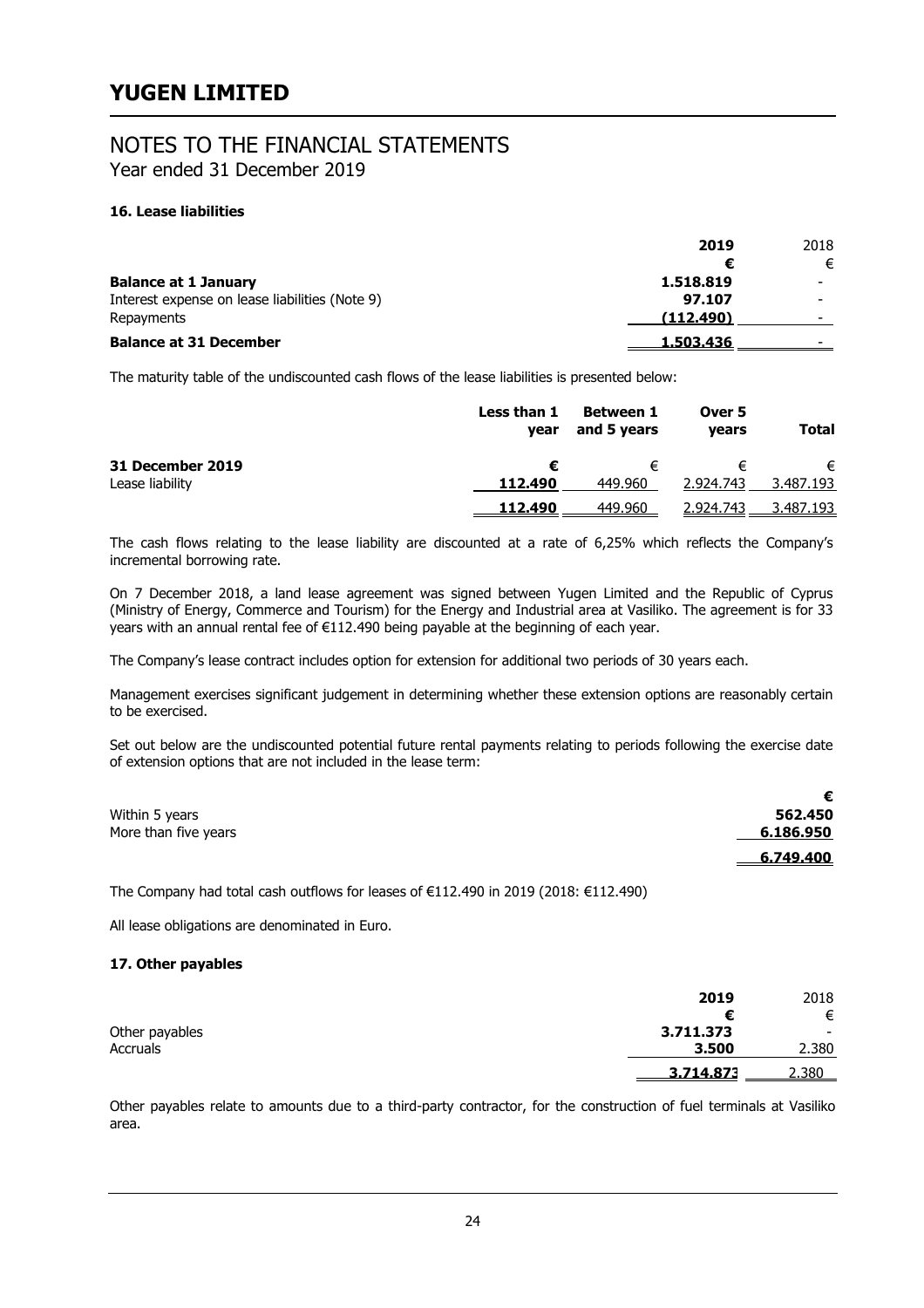# YUGEN LIMITED

## NOTES TO THE FINANCIAL STATEMENTS
Year ended 31 December 2019

### 16. Lease liabilities

| | **2019** | 2018 |
|---|---|---|
| | **€** | € |
| **Balance at 1 January** | **1.518.819** | - |
| Interest expense on lease liabilities (Note 9) | **97.107** | - |
| Repayments | **(112.490)** | - |
| **Balance at 31 December** | **1.503.436** | - |

The maturity table of the undiscounted cash flows of the lease liabilities is presented below:

| | **Less than 1 year** | **Between 1 and 5 years** | **Over 5 years** | **Total** |
|---|---|---|---|---|
| **31 December 2019** | **€** | € | € | € |
| Lease liability | **112.490** | 449.960 | 2.924.743 | 3.487.193 |
| | **112.490** | 449.960 | 2.924.743 | 3.487.193 |

The cash flows relating to the lease liability are discounted at a rate of 6,25% which reflects the Company's incremental borrowing rate.

On 7 December 2018, a land lease agreement was signed between Yugen Limited and the Republic of Cyprus (Ministry of Energy, Commerce and Tourism) for the Energy and Industrial area at Vasiliko. The agreement is for 33 years with an annual rental fee of €112.490 being payable at the beginning of each year.

The Company's lease contract includes option for extension for additional two periods of 30 years each.

Management exercises significant judgement in determining whether these extension options are reasonably certain to be exercised.

Set out below are the undiscounted potential future rental payments relating to periods following the exercise date of extension options that are not included in the lease term:

| | **€** |
|---|---|
| Within 5 years | **562.450** |
| More than five years | **6.186.950** |
| | **6.749.400** |

The Company had total cash outflows for leases of €112.490 in 2019 (2018: €112.490)

All lease obligations are denominated in Euro.

### 17. Other payables

| | **2019** | 2018 |
|---|---|---|
| | **€** | € |
| Other payables | **3.711.373** | - |
| Accruals | **3.500** | 2.380 |
| | **3.714.873** | 2.380 |

Other payables relate to amounts due to a third-party contractor, for the construction of fuel terminals at Vasiliko area.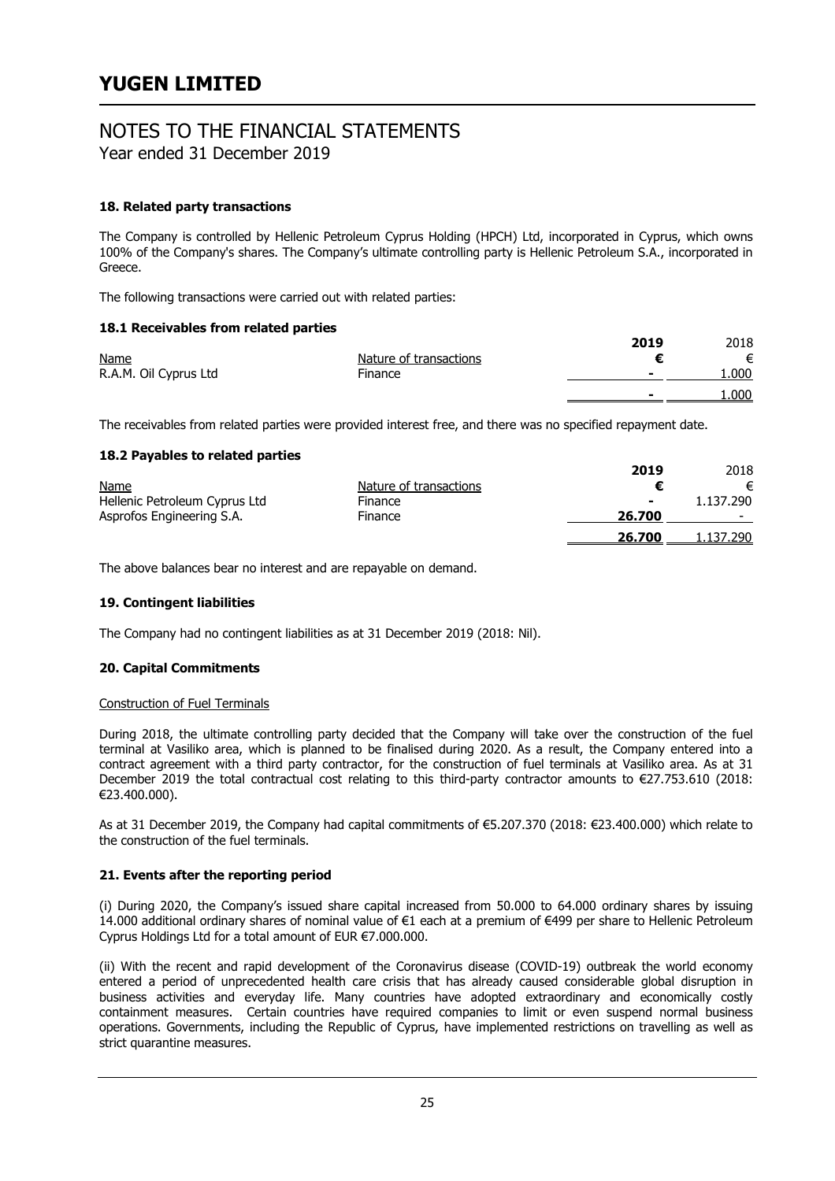# YUGEN LIMITED

## NOTES TO THE FINANCIAL STATEMENTS
Year ended 31 December 2019

### 18. Related party transactions

The Company is controlled by Hellenic Petroleum Cyprus Holding (HPCH) Ltd, incorporated in Cyprus, which owns 100% of the Company's shares. The Company's ultimate controlling party is Hellenic Petroleum S.A., incorporated in Greece.

The following transactions were carried out with related parties:

#### 18.1 Receivables from related parties

| Name | Nature of transactions | **2019** **€** | 2018 € |
|---|---|---|---|
| R.A.M. Oil Cyprus Ltd | Finance | **-** | 1.000 |
| | | **-** | 1.000 |

The receivables from related parties were provided interest free, and there was no specified repayment date.

#### 18.2 Payables to related parties

| Name | Nature of transactions | **2019** **€** | 2018 € |
|---|---|---|---|
| Hellenic Petroleum Cyprus Ltd | Finance | **-** | 1.137.290 |
| Asprofos Engineering S.A. | Finance | **26.700** | - |
| | | **26.700** | 1.137.290 |

The above balances bear no interest and are repayable on demand.

### 19. Contingent liabilities

The Company had no contingent liabilities as at 31 December 2019 (2018: Nil).

### 20. Capital Commitments

Construction of Fuel Terminals

During 2018, the ultimate controlling party decided that the Company will take over the construction of the fuel terminal at Vasiliko area, which is planned to be finalised during 2020. As a result, the Company entered into a contract agreement with a third party contractor, for the construction of fuel terminals at Vasiliko area. As at 31 December 2019 the total contractual cost relating to this third-party contractor amounts to €27.753.610 (2018: €23.400.000).

As at 31 December 2019, the Company had capital commitments of €5.207.370 (2018: €23.400.000) which relate to the construction of the fuel terminals.

### 21. Events after the reporting period

(i) During 2020, the Company's issued share capital increased from 50.000 to 64.000 ordinary shares by issuing 14.000 additional ordinary shares of nominal value of €1 each at a premium of €499 per share to Hellenic Petroleum Cyprus Holdings Ltd for a total amount of EUR €7.000.000.

(ii) With the recent and rapid development of the Coronavirus disease (COVID-19) outbreak the world economy entered a period of unprecedented health care crisis that has already caused considerable global disruption in business activities and everyday life. Many countries have adopted extraordinary and economically costly containment measures. Certain countries have required companies to limit or even suspend normal business operations. Governments, including the Republic of Cyprus, have implemented restrictions on travelling as well as strict quarantine measures.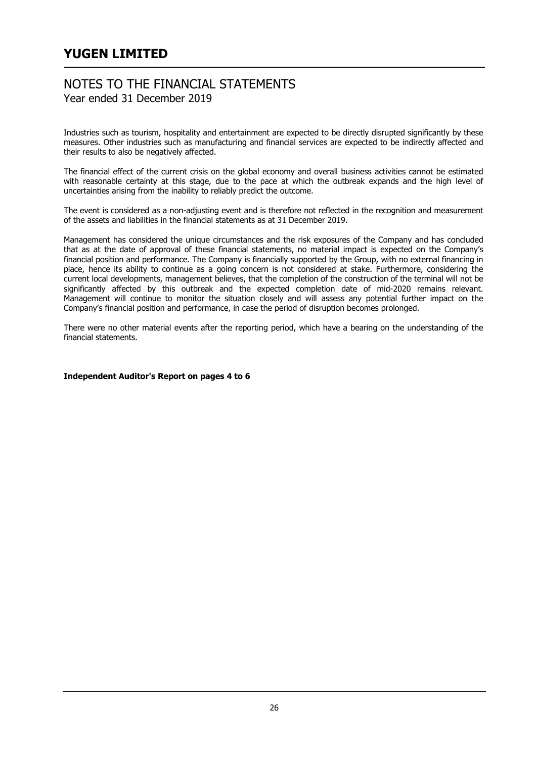Industries such as tourism, hospitality and entertainment are expected to be directly disrupted significantly by these measures. Other industries such as manufacturing and financial services are expected to be indirectly affected and their results to also be negatively affected.

The financial effect of the current crisis on the global economy and overall business activities cannot be estimated with reasonable certainty at this stage, due to the pace at which the outbreak expands and the high level of uncertainties arising from the inability to reliably predict the outcome.

The event is considered as a non-adjusting event and is therefore not reflected in the recognition and measurement of the assets and liabilities in the financial statements as at 31 December 2019.

Management has considered the unique circumstances and the risk exposures of the Company and has concluded that as at the date of approval of these financial statements, no material impact is expected on the Company's financial position and performance. The Company is financially supported by the Group, with no external financing in place, hence its ability to continue as a going concern is not considered at stake. Furthermore, considering the current local developments, management believes, that the completion of the construction of the terminal will not be significantly affected by this outbreak and the expected completion date of mid-2020 remains relevant. Management will continue to monitor the situation closely and will assess any potential further impact on the Company's financial position and performance, in case the period of disruption becomes prolonged.

There were no other material events after the reporting period, which have a bearing on the understanding of the financial statements.

**Independent Auditor's Report on pages 4 to 6**